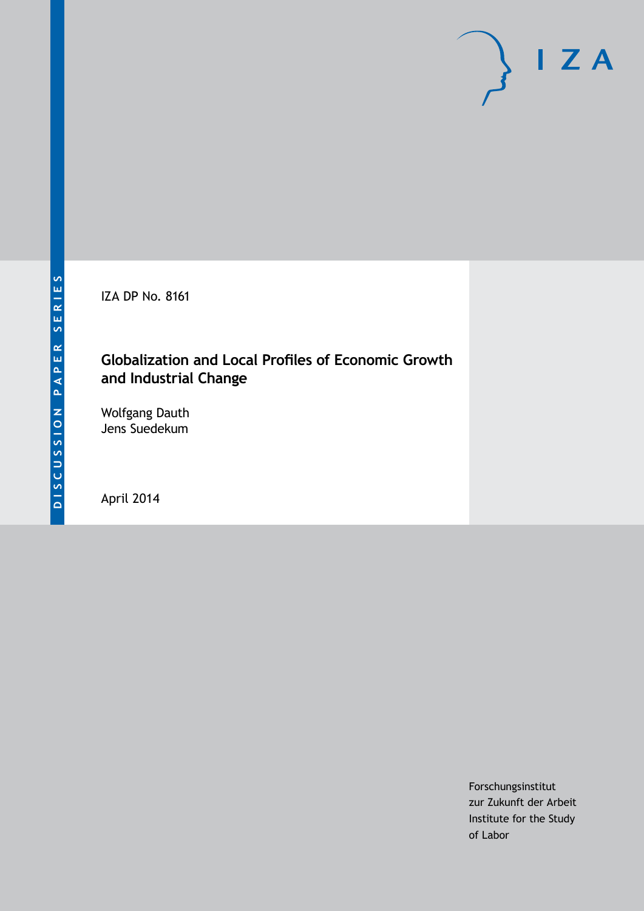DISCUSSION PAPER SERIES

IZA

IZA DP No. 8161

# Globalization and Local Profiles of Economic Growth and Industrial Change

Wolfgang Dauth
Jens Suedekum

April 2014

Forschungsinstitut
zur Zukunft der Arbeit
Institute for the Study
of Labor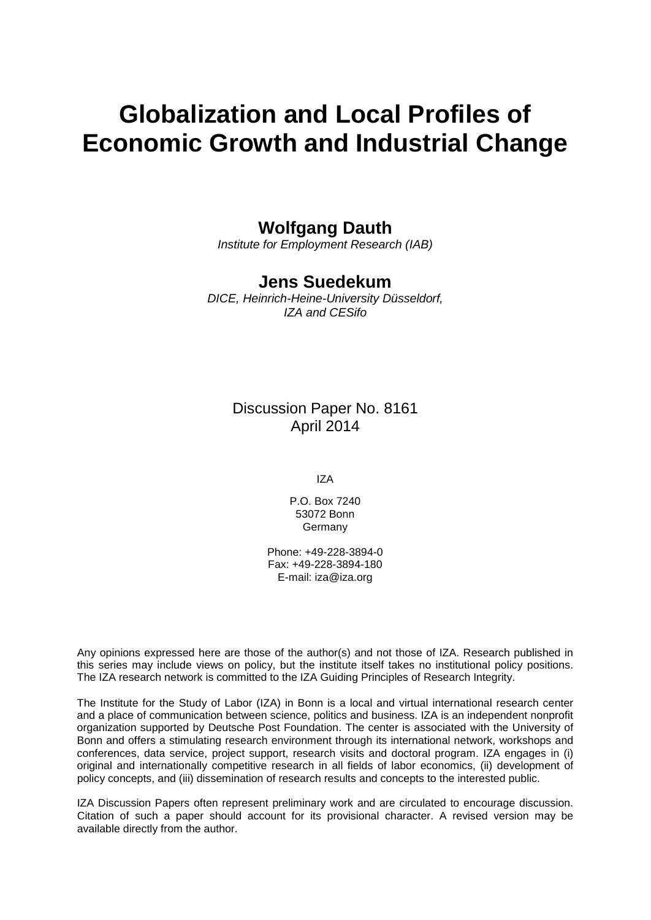# Globalization and Local Profiles of Economic Growth and Industrial Change

**Wolfgang Dauth**
*Institute for Employment Research (IAB)*

**Jens Suedekum**
*DICE, Heinrich-Heine-University Düsseldorf, IZA and CESifo*

Discussion Paper No. 8161
April 2014

IZA

P.O. Box 7240
53072 Bonn
Germany

Phone: +49-228-3894-0
Fax: +49-228-3894-180
E-mail: iza@iza.org

Any opinions expressed here are those of the author(s) and not those of IZA. Research published in this series may include views on policy, but the institute itself takes no institutional policy positions. The IZA research network is committed to the IZA Guiding Principles of Research Integrity.

The Institute for the Study of Labor (IZA) in Bonn is a local and virtual international research center and a place of communication between science, politics and business. IZA is an independent nonprofit organization supported by Deutsche Post Foundation. The center is associated with the University of Bonn and offers a stimulating research environment through its international network, workshops and conferences, data service, project support, research visits and doctoral program. IZA engages in (i) original and internationally competitive research in all fields of labor economics, (ii) development of policy concepts, and (iii) dissemination of research results and concepts to the interested public.

IZA Discussion Papers often represent preliminary work and are circulated to encourage discussion. Citation of such a paper should account for its provisional character. A revised version may be available directly from the author.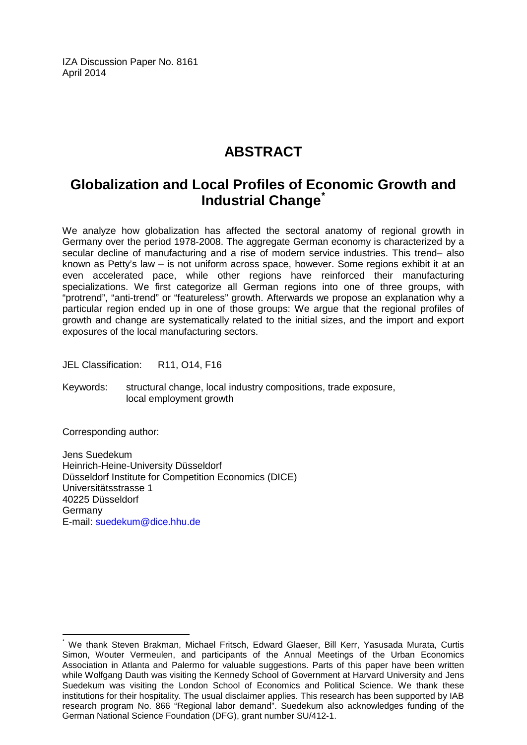IZA Discussion Paper No. 8161
April 2014

# ABSTRACT

## Globalization and Local Profiles of Economic Growth and Industrial Change*

We analyze how globalization has affected the sectoral anatomy of regional growth in Germany over the period 1978-2008. The aggregate German economy is characterized by a secular decline of manufacturing and a rise of modern service industries. This trend– also known as Petty's law – is not uniform across space, however. Some regions exhibit it at an even accelerated pace, while other regions have reinforced their manufacturing specializations. We first categorize all German regions into one of three groups, with "protrend", "anti-trend" or "featureless" growth. Afterwards we propose an explanation why a particular region ended up in one of those groups: We argue that the regional profiles of growth and change are systematically related to the initial sizes, and the import and export exposures of the local manufacturing sectors.

JEL Classification: R11, O14, F16

Keywords: structural change, local industry compositions, trade exposure, local employment growth

Corresponding author:

Jens Suedekum
Heinrich-Heine-University Düsseldorf
Düsseldorf Institute for Competition Economics (DICE)
Universitätsstrasse 1
40225 Düsseldorf
Germany
E-mail: suedekum@dice.hhu.de

* We thank Steven Brakman, Michael Fritsch, Edward Glaeser, Bill Kerr, Yasusada Murata, Curtis Simon, Wouter Vermeulen, and participants of the Annual Meetings of the Urban Economics Association in Atlanta and Palermo for valuable suggestions. Parts of this paper have been written while Wolfgang Dauth was visiting the Kennedy School of Government at Harvard University and Jens Suedekum was visiting the London School of Economics and Political Science. We thank these institutions for their hospitality. The usual disclaimer applies. This research has been supported by IAB research program No. 866 "Regional labor demand". Suedekum also acknowledges funding of the German National Science Foundation (DFG), grant number SU/412-1.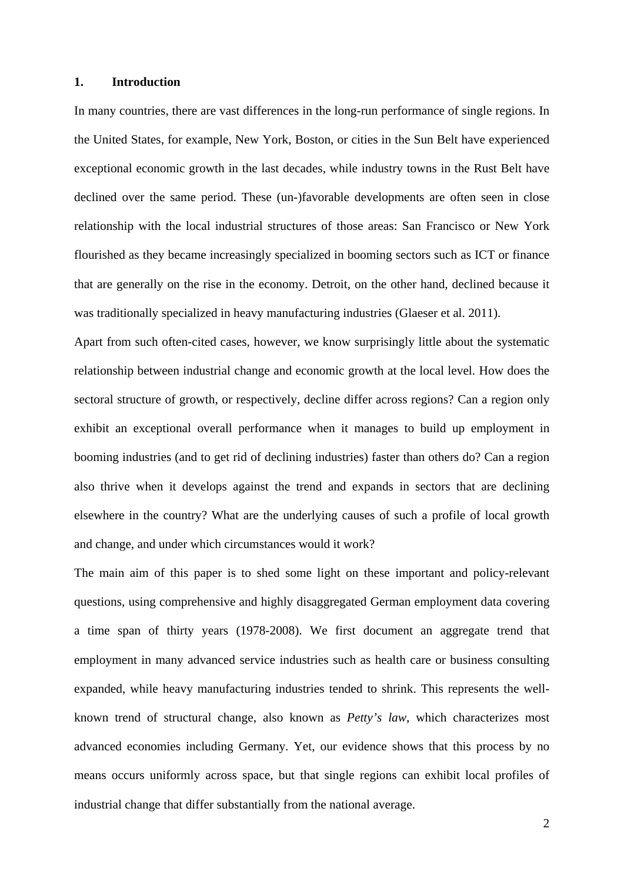## 1. Introduction

In many countries, there are vast differences in the long-run performance of single regions. In the United States, for example, New York, Boston, or cities in the Sun Belt have experienced exceptional economic growth in the last decades, while industry towns in the Rust Belt have declined over the same period. These (un-)favorable developments are often seen in close relationship with the local industrial structures of those areas: San Francisco or New York flourished as they became increasingly specialized in booming sectors such as ICT or finance that are generally on the rise in the economy. Detroit, on the other hand, declined because it was traditionally specialized in heavy manufacturing industries (Glaeser et al. 2011).

Apart from such often-cited cases, however, we know surprisingly little about the systematic relationship between industrial change and economic growth at the local level. How does the sectoral structure of growth, or respectively, decline differ across regions? Can a region only exhibit an exceptional overall performance when it manages to build up employment in booming industries (and to get rid of declining industries) faster than others do? Can a region also thrive when it develops against the trend and expands in sectors that are declining elsewhere in the country? What are the underlying causes of such a profile of local growth and change, and under which circumstances would it work?

The main aim of this paper is to shed some light on these important and policy-relevant questions, using comprehensive and highly disaggregated German employment data covering a time span of thirty years (1978-2008). We first document an aggregate trend that employment in many advanced service industries such as health care or business consulting expanded, while heavy manufacturing industries tended to shrink. This represents the well-known trend of structural change, also known as *Petty's law*, which characterizes most advanced economies including Germany. Yet, our evidence shows that this process by no means occurs uniformly across space, but that single regions can exhibit local profiles of industrial change that differ substantially from the national average.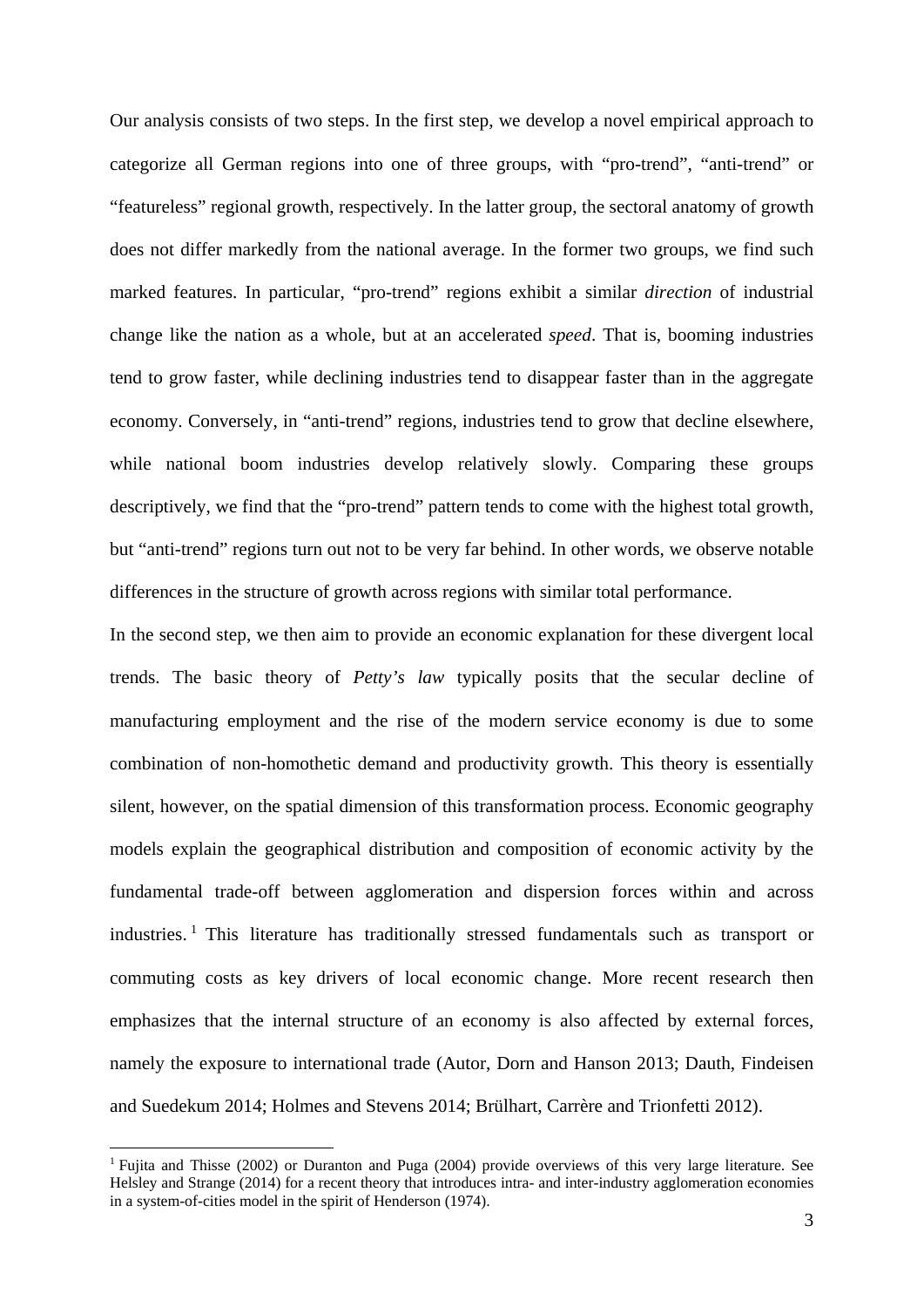Our analysis consists of two steps. In the first step, we develop a novel empirical approach to categorize all German regions into one of three groups, with "pro-trend", "anti-trend" or "featureless" regional growth, respectively. In the latter group, the sectoral anatomy of growth does not differ markedly from the national average. In the former two groups, we find such marked features. In particular, "pro-trend" regions exhibit a similar *direction* of industrial change like the nation as a whole, but at an accelerated *speed*. That is, booming industries tend to grow faster, while declining industries tend to disappear faster than in the aggregate economy. Conversely, in "anti-trend" regions, industries tend to grow that decline elsewhere, while national boom industries develop relatively slowly. Comparing these groups descriptively, we find that the "pro-trend" pattern tends to come with the highest total growth, but "anti-trend" regions turn out not to be very far behind. In other words, we observe notable differences in the structure of growth across regions with similar total performance.

In the second step, we then aim to provide an economic explanation for these divergent local trends. The basic theory of *Petty's law* typically posits that the secular decline of manufacturing employment and the rise of the modern service economy is due to some combination of non-homothetic demand and productivity growth. This theory is essentially silent, however, on the spatial dimension of this transformation process. Economic geography models explain the geographical distribution and composition of economic activity by the fundamental trade-off between agglomeration and dispersion forces within and across industries.[1] This literature has traditionally stressed fundamentals such as transport or commuting costs as key drivers of local economic change. More recent research then emphasizes that the internal structure of an economy is also affected by external forces, namely the exposure to international trade (Autor, Dorn and Hanson 2013; Dauth, Findeisen and Suedekum 2014; Holmes and Stevens 2014; Brülhart, Carrère and Trionfetti 2012).

[1] Fujita and Thisse (2002) or Duranton and Puga (2004) provide overviews of this very large literature. See Helsley and Strange (2014) for a recent theory that introduces intra- and inter-industry agglomeration economies in a system-of-cities model in the spirit of Henderson (1974).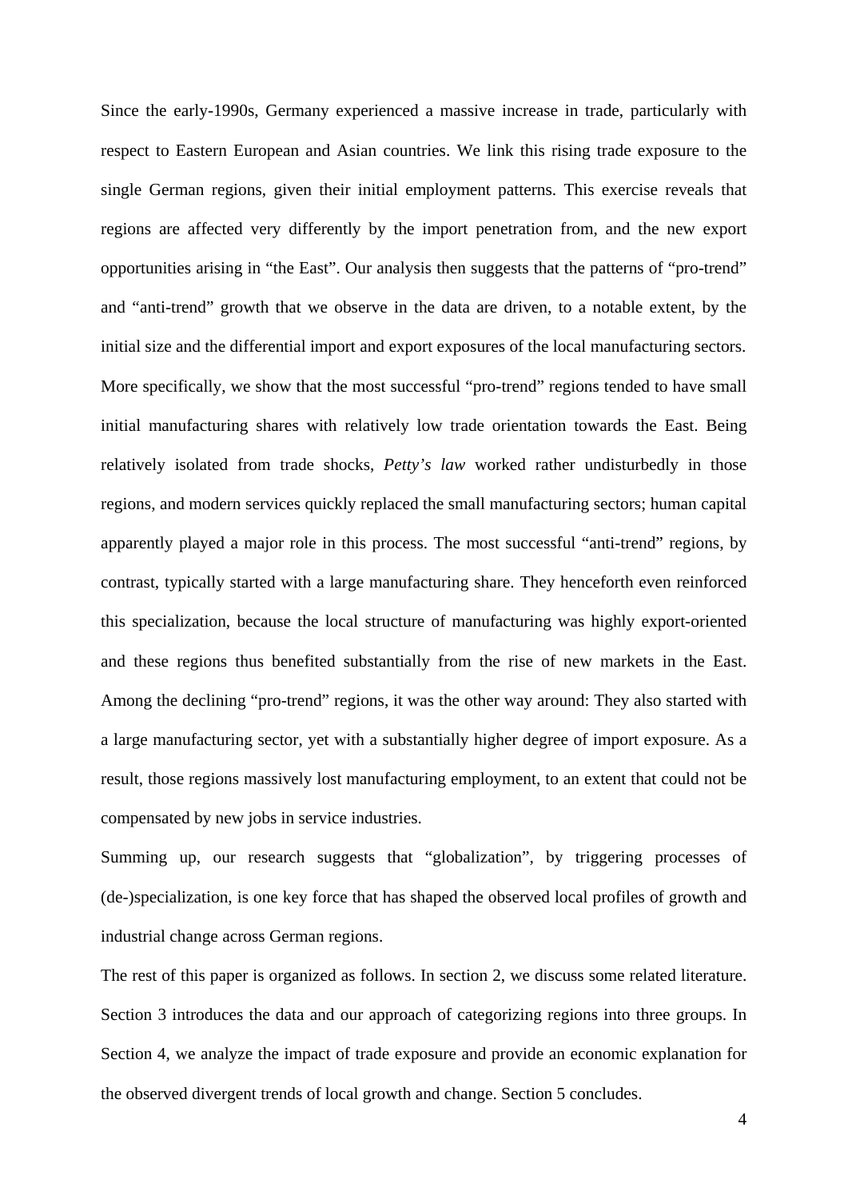Since the early-1990s, Germany experienced a massive increase in trade, particularly with respect to Eastern European and Asian countries. We link this rising trade exposure to the single German regions, given their initial employment patterns. This exercise reveals that regions are affected very differently by the import penetration from, and the new export opportunities arising in "the East". Our analysis then suggests that the patterns of "pro-trend" and "anti-trend" growth that we observe in the data are driven, to a notable extent, by the initial size and the differential import and export exposures of the local manufacturing sectors. More specifically, we show that the most successful "pro-trend" regions tended to have small initial manufacturing shares with relatively low trade orientation towards the East. Being relatively isolated from trade shocks, *Petty's law* worked rather undisturbedly in those regions, and modern services quickly replaced the small manufacturing sectors; human capital apparently played a major role in this process. The most successful "anti-trend" regions, by contrast, typically started with a large manufacturing share. They henceforth even reinforced this specialization, because the local structure of manufacturing was highly export-oriented and these regions thus benefited substantially from the rise of new markets in the East. Among the declining "pro-trend" regions, it was the other way around: They also started with a large manufacturing sector, yet with a substantially higher degree of import exposure. As a result, those regions massively lost manufacturing employment, to an extent that could not be compensated by new jobs in service industries.

Summing up, our research suggests that "globalization", by triggering processes of (de-)specialization, is one key force that has shaped the observed local profiles of growth and industrial change across German regions.

The rest of this paper is organized as follows. In section 2, we discuss some related literature. Section 3 introduces the data and our approach of categorizing regions into three groups. In Section 4, we analyze the impact of trade exposure and provide an economic explanation for the observed divergent trends of local growth and change. Section 5 concludes.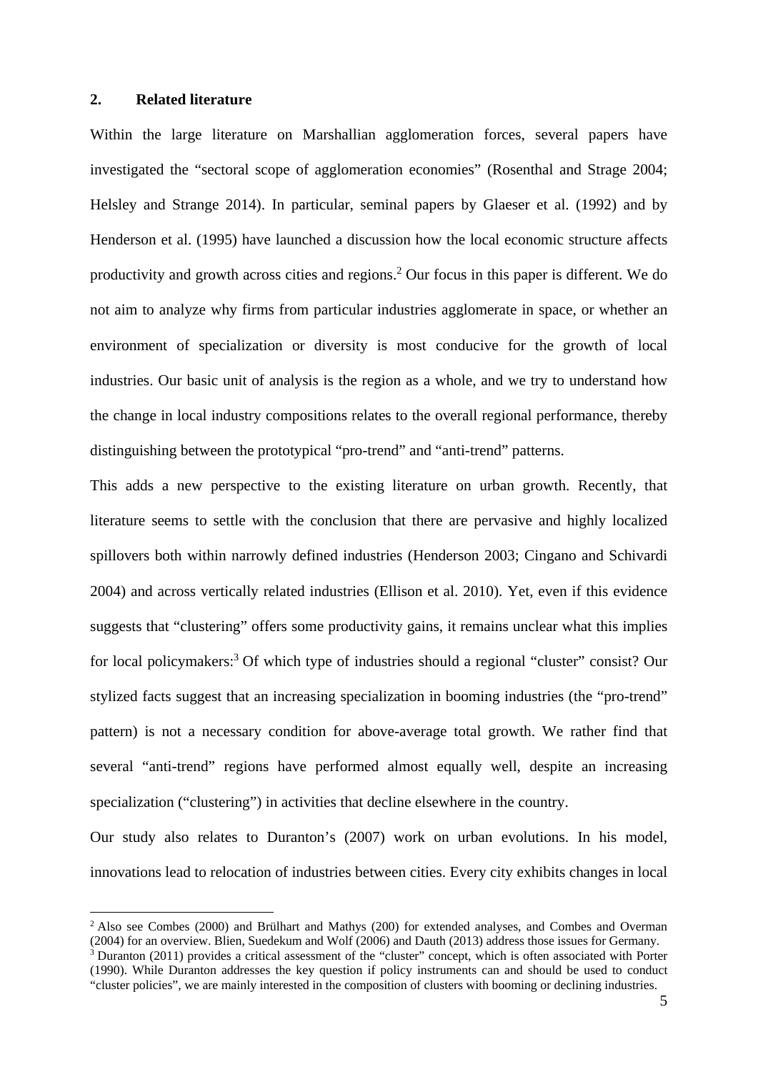## 2. Related literature

Within the large literature on Marshallian agglomeration forces, several papers have investigated the "sectoral scope of agglomeration economies" (Rosenthal and Strage 2004; Helsley and Strange 2014). In particular, seminal papers by Glaeser et al. (1992) and by Henderson et al. (1995) have launched a discussion how the local economic structure affects productivity and growth across cities and regions.[2] Our focus in this paper is different. We do not aim to analyze why firms from particular industries agglomerate in space, or whether an environment of specialization or diversity is most conducive for the growth of local industries. Our basic unit of analysis is the region as a whole, and we try to understand how the change in local industry compositions relates to the overall regional performance, thereby distinguishing between the prototypical "pro-trend" and "anti-trend" patterns.

This adds a new perspective to the existing literature on urban growth. Recently, that literature seems to settle with the conclusion that there are pervasive and highly localized spillovers both within narrowly defined industries (Henderson 2003; Cingano and Schivardi 2004) and across vertically related industries (Ellison et al. 2010). Yet, even if this evidence suggests that "clustering" offers some productivity gains, it remains unclear what this implies for local policymakers:[3] Of which type of industries should a regional "cluster" consist? Our stylized facts suggest that an increasing specialization in booming industries (the "pro-trend" pattern) is not a necessary condition for above-average total growth. We rather find that several "anti-trend" regions have performed almost equally well, despite an increasing specialization ("clustering") in activities that decline elsewhere in the country.

Our study also relates to Duranton's (2007) work on urban evolutions. In his model, innovations lead to relocation of industries between cities. Every city exhibits changes in local

[2] Also see Combes (2000) and Brülhart and Mathys (200) for extended analyses, and Combes and Overman (2004) for an overview. Blien, Suedekum and Wolf (2006) and Dauth (2013) address those issues for Germany.

[3] Duranton (2011) provides a critical assessment of the "cluster" concept, which is often associated with Porter (1990). While Duranton addresses the key question if policy instruments can and should be used to conduct "cluster policies", we are mainly interested in the composition of clusters with booming or declining industries.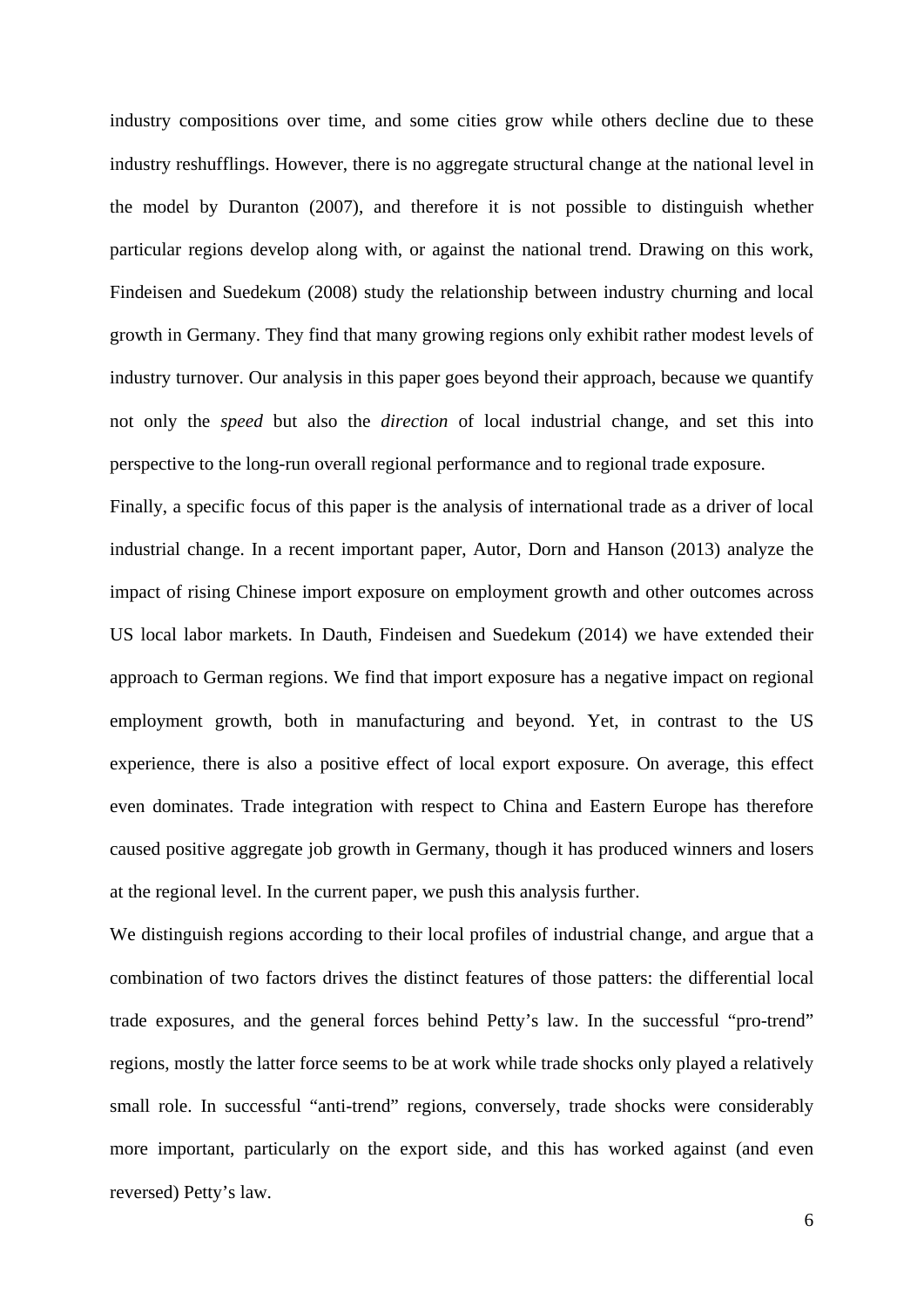industry compositions over time, and some cities grow while others decline due to these industry reshufflings. However, there is no aggregate structural change at the national level in the model by Duranton (2007), and therefore it is not possible to distinguish whether particular regions develop along with, or against the national trend. Drawing on this work, Findeisen and Suedekum (2008) study the relationship between industry churning and local growth in Germany. They find that many growing regions only exhibit rather modest levels of industry turnover. Our analysis in this paper goes beyond their approach, because we quantify not only the *speed* but also the *direction* of local industrial change, and set this into perspective to the long-run overall regional performance and to regional trade exposure.

Finally, a specific focus of this paper is the analysis of international trade as a driver of local industrial change. In a recent important paper, Autor, Dorn and Hanson (2013) analyze the impact of rising Chinese import exposure on employment growth and other outcomes across US local labor markets. In Dauth, Findeisen and Suedekum (2014) we have extended their approach to German regions. We find that import exposure has a negative impact on regional employment growth, both in manufacturing and beyond. Yet, in contrast to the US experience, there is also a positive effect of local export exposure. On average, this effect even dominates. Trade integration with respect to China and Eastern Europe has therefore caused positive aggregate job growth in Germany, though it has produced winners and losers at the regional level. In the current paper, we push this analysis further.

We distinguish regions according to their local profiles of industrial change, and argue that a combination of two factors drives the distinct features of those patters: the differential local trade exposures, and the general forces behind Petty's law. In the successful "pro-trend" regions, mostly the latter force seems to be at work while trade shocks only played a relatively small role. In successful "anti-trend" regions, conversely, trade shocks were considerably more important, particularly on the export side, and this has worked against (and even reversed) Petty's law.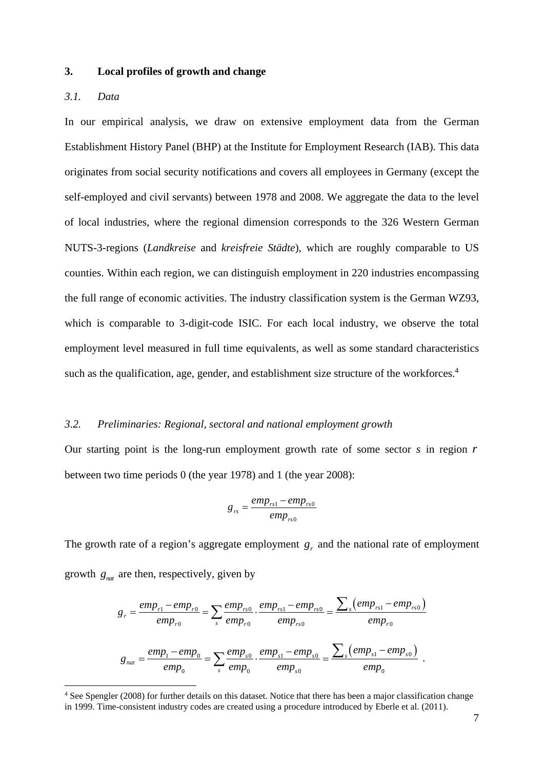## 3. Local profiles of growth and change

### *3.1. Data*

In our empirical analysis, we draw on extensive employment data from the German Establishment History Panel (BHP) at the Institute for Employment Research (IAB). This data originates from social security notifications and covers all employees in Germany (except the self-employed and civil servants) between 1978 and 2008. We aggregate the data to the level of local industries, where the regional dimension corresponds to the 326 Western German NUTS-3-regions (*Landkreise* and *kreisfreie Städte*), which are roughly comparable to US counties. Within each region, we can distinguish employment in 220 industries encompassing the full range of economic activities. The industry classification system is the German WZ93, which is comparable to 3-digit-code ISIC. For each local industry, we observe the total employment level measured in full time equivalents, as well as some standard characteristics such as the qualification, age, gender, and establishment size structure of the workforces.[4]

### *3.2. Preliminaries: Regional, sectoral and national employment growth*

Our starting point is the long-run employment growth rate of some sector *s* in region $r$ between two time periods 0 (the year 1978) and 1 (the year 2008):

$$g_{rs} = \frac{emp_{rs1} - emp_{rs0}}{emp_{rs0}}$$

The growth rate of a region's aggregate employment $g_r$ and the national rate of employment growth $g_{nat}$ are then, respectively, given by

$$g_r = \frac{emp_{r1} - emp_{r0}}{emp_{r0}} = \sum_s \frac{emp_{rs0}}{emp_{r0}} \cdot \frac{emp_{rs1} - emp_{rs0}}{emp_{rs0}} = \frac{\sum_s \left(emp_{rs1} - emp_{rs0}\right)}{emp_{r0}}$$

$$g_{nat} = \frac{emp_1 - emp_0}{emp_0} = \sum_s \frac{emp_{s0}}{emp_0} \cdot \frac{emp_{s1} - emp_{s0}}{emp_{s0}} = \frac{\sum_s \left(emp_{s1} - emp_{s0}\right)}{emp_0} \ .$$

[4] See Spengler (2008) for further details on this dataset. Notice that there has been a major classification change in 1999. Time-consistent industry codes are created using a procedure introduced by Eberle et al. (2011).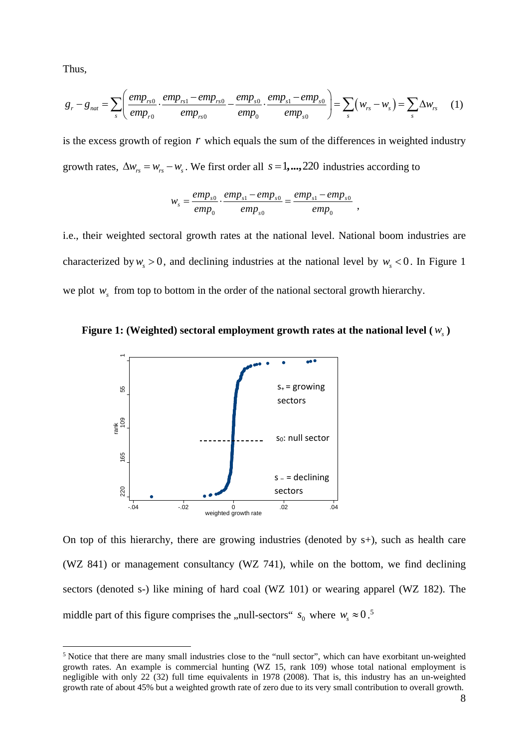Thus,

$$g_r - g_{nat} = \sum_s \left( \frac{emp_{rs0}}{emp_{r0}} \cdot \frac{emp_{rs1} - emp_{rs0}}{emp_{rs0}} - \frac{emp_{s0}}{emp_0} \cdot \frac{emp_{s1} - emp_{s0}}{emp_{s0}} \right) = \sum_s \left( w_{rs} - w_s \right) = \sum_s \Delta w_{rs} \quad (1)$$

is the excess growth of region $r$ which equals the sum of the differences in weighted industry growth rates, $\Delta w_{rs} = w_{rs} - w_s$. We first order all $s = 1,...,220$ industries according to

$$w_s = \frac{emp_{s0}}{emp_0} \cdot \frac{emp_{s1} - emp_{s0}}{emp_{s0}} = \frac{emp_{s1} - emp_{s0}}{emp_0},$$

i.e., their weighted sectoral growth rates at the national level. National boom industries are characterized by $w_s > 0$, and declining industries at the national level by $w_s < 0$. In Figure 1 we plot $w_s$ from top to bottom in the order of the national sectoral growth hierarchy.

**Figure 1: (Weighted) sectoral employment growth rates at the national level ($w_s$)**

rank
1
55
109
165
220
-.04
-.02
0
.02
.04
weighted growth rate
$s_+$ = growing sectors
$s_0$: null sector
$s_-$ = declining sectors

On top of this hierarchy, there are growing industries (denoted by s+), such as health care (WZ 841) or management consultancy (WZ 741), while on the bottom, we find declining sectors (denoted s-) like mining of hard coal (WZ 101) or wearing apparel (WZ 182). The middle part of this figure comprises the „null-sectors" $s_0$ where $w_s \approx 0$.[5]

[5] Notice that there are many small industries close to the "null sector", which can have exorbitant un-weighted growth rates. An example is commercial hunting (WZ 15, rank 109) whose total national employment is negligible with only 22 (32) full time equivalents in 1978 (2008). That is, this industry has an un-weighted growth rate of about 45% but a weighted growth rate of zero due to its very small contribution to overall growth.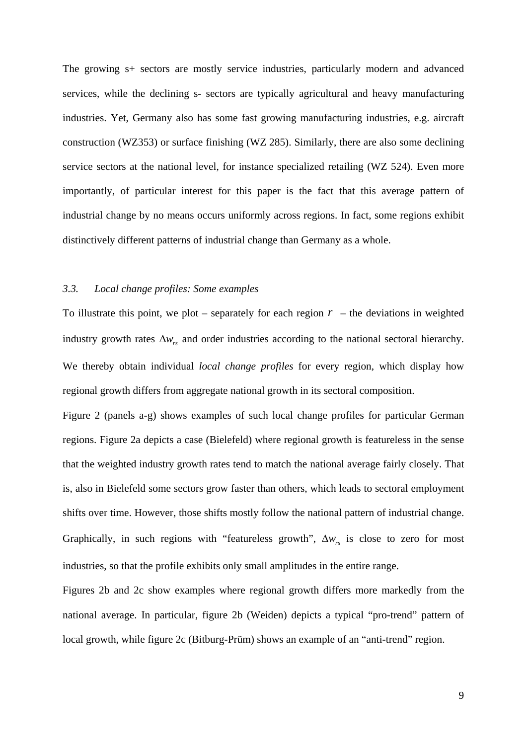The growing s+ sectors are mostly service industries, particularly modern and advanced services, while the declining s- sectors are typically agricultural and heavy manufacturing industries. Yet, Germany also has some fast growing manufacturing industries, e.g. aircraft construction (WZ353) or surface finishing (WZ 285). Similarly, there are also some declining service sectors at the national level, for instance specialized retailing (WZ 524). Even more importantly, of particular interest for this paper is the fact that this average pattern of industrial change by no means occurs uniformly across regions. In fact, some regions exhibit distinctively different patterns of industrial change than Germany as a whole.

### *3.3. Local change profiles: Some examples*

To illustrate this point, we plot – separately for each region $r$ – the deviations in weighted industry growth rates $\Delta w_{rs}$ and order industries according to the national sectoral hierarchy. We thereby obtain individual *local change profiles* for every region, which display how regional growth differs from aggregate national growth in its sectoral composition.

Figure 2 (panels a-g) shows examples of such local change profiles for particular German regions. Figure 2a depicts a case (Bielefeld) where regional growth is featureless in the sense that the weighted industry growth rates tend to match the national average fairly closely. That is, also in Bielefeld some sectors grow faster than others, which leads to sectoral employment shifts over time. However, those shifts mostly follow the national pattern of industrial change. Graphically, in such regions with "featureless growth", $\Delta w_{rs}$ is close to zero for most industries, so that the profile exhibits only small amplitudes in the entire range.

Figures 2b and 2c show examples where regional growth differs more markedly from the national average. In particular, figure 2b (Weiden) depicts a typical "pro-trend" pattern of local growth, while figure 2c (Bitburg-Prüm) shows an example of an "anti-trend" region.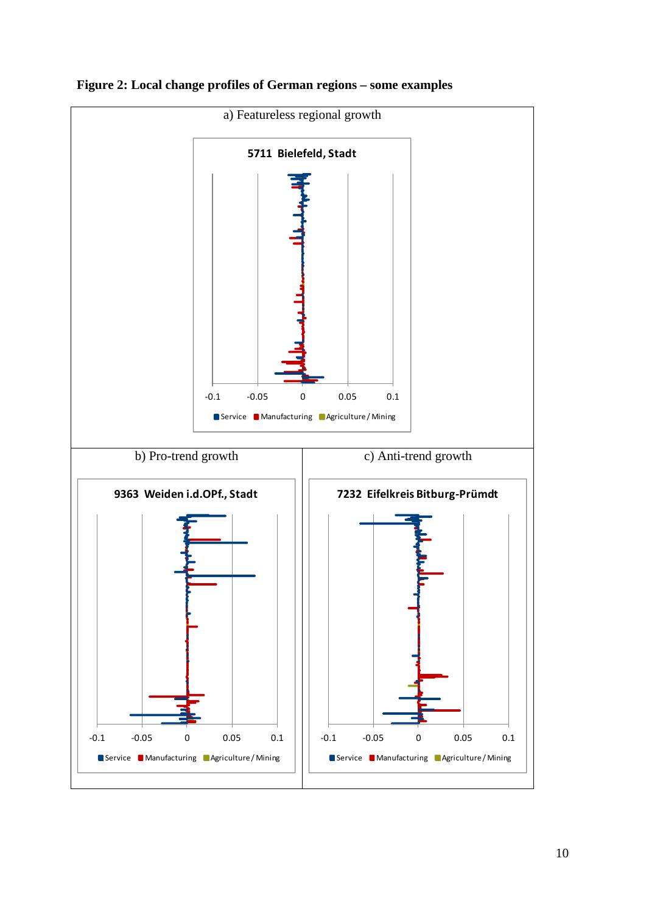**Figure 2: Local change profiles of German regions – some examples**

a) Featureless regional growth

5711 Bielefeld, Stadt

-0.1
-0.05
0
0.05
0.1

Service
Manufacturing
Agriculture / Mining

b) Pro-trend growth

9363 Weiden i.d.OPf., Stadt

-0.1
-0.05
0
0.05
0.1

Service
Manufacturing
Agriculture / Mining

c) Anti-trend growth

7232 Eifelkreis Bitburg-Prümdt

-0.1
-0.05
0
0.05
0.1

Service
Manufacturing
Agriculture / Mining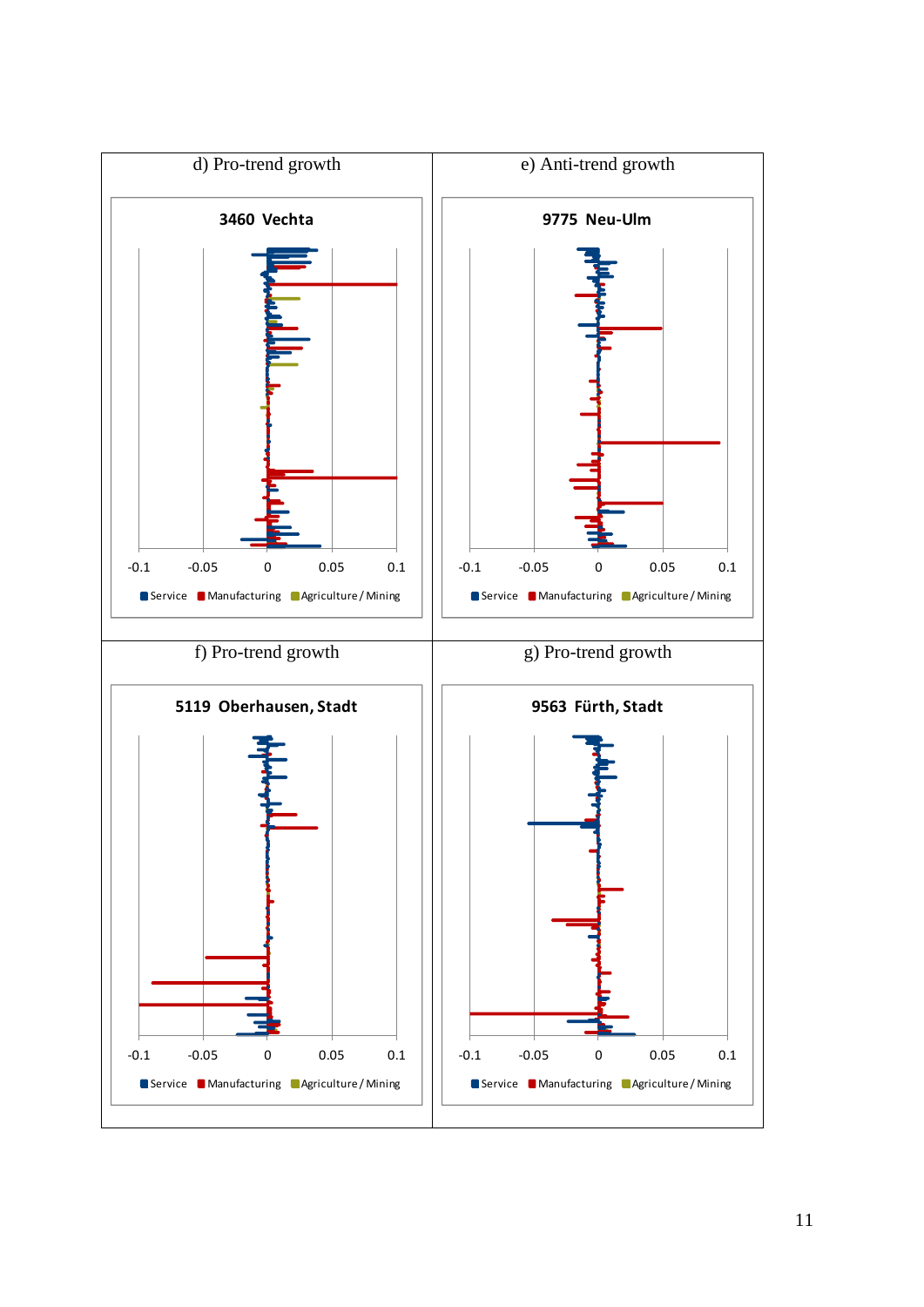d) Pro-trend growth

3460 Vechta

-0.1
-0.05
0
0.05
0.1

Service Manufacturing Agriculture / Mining

e) Anti-trend growth

9775 Neu-Ulm

-0.1
-0.05
0
0.05
0.1

Service Manufacturing Agriculture / Mining

f) Pro-trend growth

5119 Oberhausen, Stadt

-0.1
-0.05
0
0.05
0.1

Service Manufacturing Agriculture / Mining

g) Pro-trend growth

9563 Fürth, Stadt

-0.1
-0.05
0
0.05
0.1

Service Manufacturing Agriculture / Mining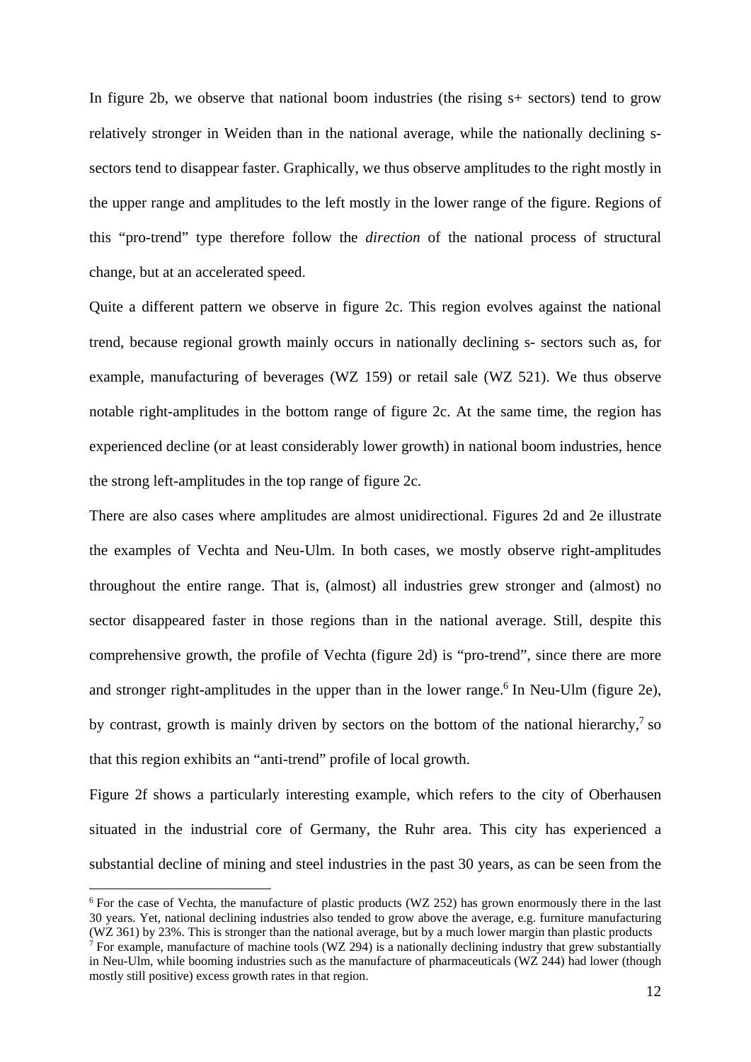In figure 2b, we observe that national boom industries (the rising s+ sectors) tend to grow relatively stronger in Weiden than in the national average, while the nationally declining s- sectors tend to disappear faster. Graphically, we thus observe amplitudes to the right mostly in the upper range and amplitudes to the left mostly in the lower range of the figure. Regions of this "pro-trend" type therefore follow the *direction* of the national process of structural change, but at an accelerated speed.

Quite a different pattern we observe in figure 2c. This region evolves against the national trend, because regional growth mainly occurs in nationally declining s- sectors such as, for example, manufacturing of beverages (WZ 159) or retail sale (WZ 521). We thus observe notable right-amplitudes in the bottom range of figure 2c. At the same time, the region has experienced decline (or at least considerably lower growth) in national boom industries, hence the strong left-amplitudes in the top range of figure 2c.

There are also cases where amplitudes are almost unidirectional. Figures 2d and 2e illustrate the examples of Vechta and Neu-Ulm. In both cases, we mostly observe right-amplitudes throughout the entire range. That is, (almost) all industries grew stronger and (almost) no sector disappeared faster in those regions than in the national average. Still, despite this comprehensive growth, the profile of Vechta (figure 2d) is "pro-trend", since there are more and stronger right-amplitudes in the upper than in the lower range.[6] In Neu-Ulm (figure 2e), by contrast, growth is mainly driven by sectors on the bottom of the national hierarchy,[7] so that this region exhibits an "anti-trend" profile of local growth.

Figure 2f shows a particularly interesting example, which refers to the city of Oberhausen situated in the industrial core of Germany, the Ruhr area. This city has experienced a substantial decline of mining and steel industries in the past 30 years, as can be seen from the

---

[6] For the case of Vechta, the manufacture of plastic products (WZ 252) has grown enormously there in the last 30 years. Yet, national declining industries also tended to grow above the average, e.g. furniture manufacturing (WZ 361) by 23%. This is stronger than the national average, but by a much lower margin than plastic products

[7] For example, manufacture of machine tools (WZ 294) is a nationally declining industry that grew substantially in Neu-Ulm, while booming industries such as the manufacture of pharmaceuticals (WZ 244) had lower (though mostly still positive) excess growth rates in that region.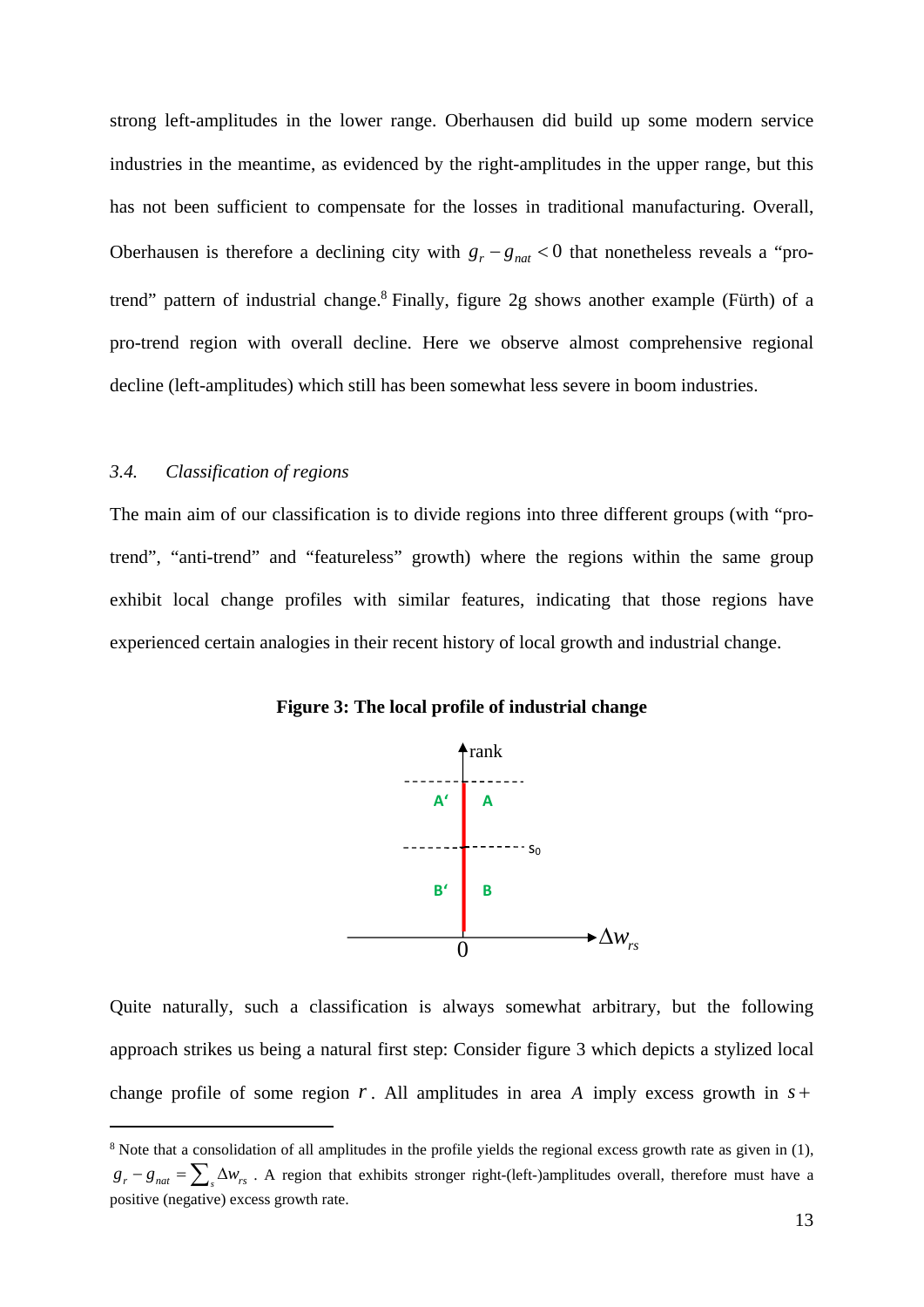strong left-amplitudes in the lower range. Oberhausen did build up some modern service industries in the meantime, as evidenced by the right-amplitudes in the upper range, but this has not been sufficient to compensate for the losses in traditional manufacturing. Overall, Oberhausen is therefore a declining city with $g_r - g_{nat} < 0$ that nonetheless reveals a "pro-trend" pattern of industrial change.[8] Finally, figure 2g shows another example (Fürth) of a pro-trend region with overall decline. Here we observe almost comprehensive regional decline (left-amplitudes) which still has been somewhat less severe in boom industries.

### *3.4. Classification of regions*

The main aim of our classification is to divide regions into three different groups (with "pro-trend", "anti-trend" and "featureless" growth) where the regions within the same group exhibit local change profiles with similar features, indicating that those regions have experienced certain analogies in their recent history of local growth and industrial change.

**Figure 3: The local profile of industrial change**

rank

A'

A

$s_0$

B'

B

0

$\Delta w_{rs}$

Quite naturally, such a classification is always somewhat arbitrary, but the following approach strikes us being a natural first step: Consider figure 3 which depicts a stylized local change profile of some region $r$. All amplitudes in area $A$ imply excess growth in $s+$

---

[8] Note that a consolidation of all amplitudes in the profile yields the regional excess growth rate as given in (1), $g_r - g_{nat} = \sum_s \Delta w_{rs}$. A region that exhibits stronger right-(left-)amplitudes overall, therefore must have a positive (negative) excess growth rate.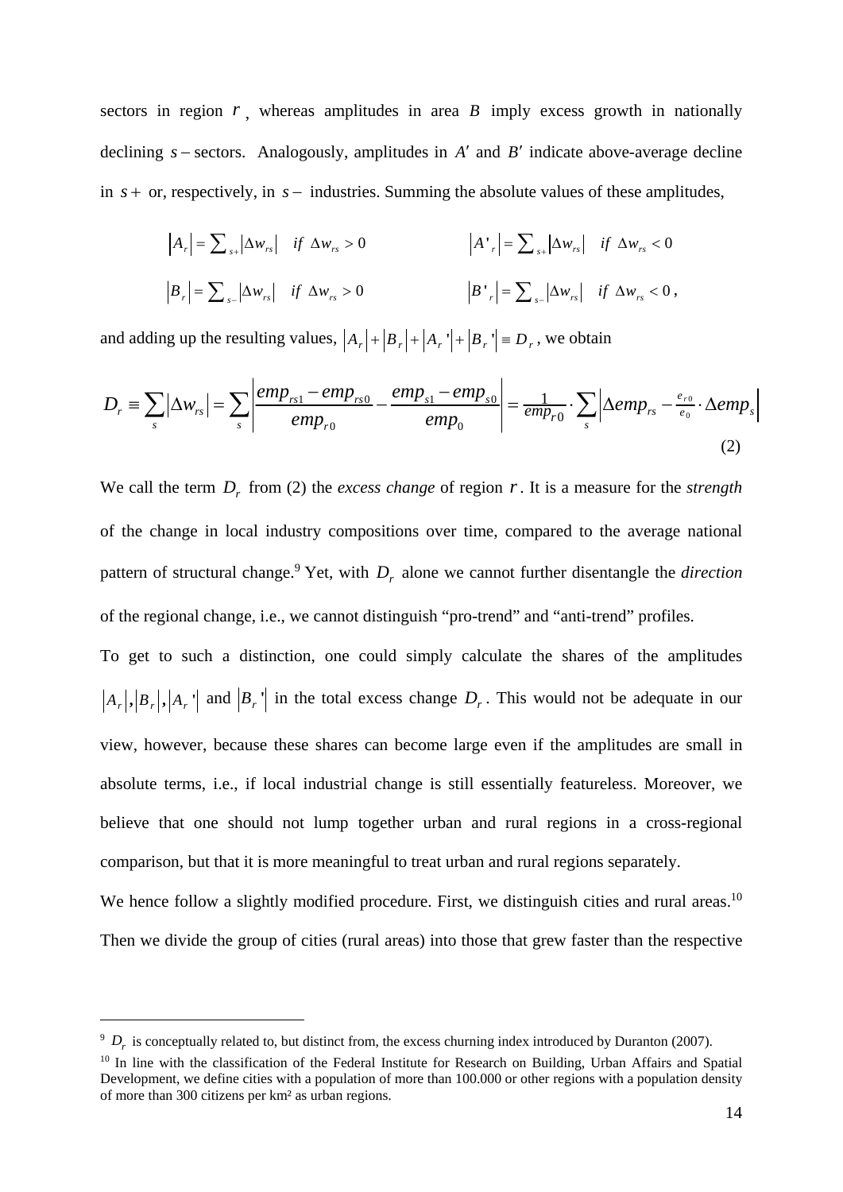sectors in region $r$, whereas amplitudes in area $B$ imply excess growth in nationally declining $s-$sectors. Analogously, amplitudes in $A'$ and $B'$ indicate above-average decline in $s+$ or, respectively, in $s-$ industries. Summing the absolute values of these amplitudes,

$$|A_r| = \sum_{s+} |\Delta w_{rs}| \quad if \ \Delta w_{rs} > 0 \qquad\qquad |A'_r| = \sum_{s+} |\Delta w_{rs}| \quad if \ \Delta w_{rs} < 0$$

$$|B_r| = \sum_{s-} |\Delta w_{rs}| \quad if \ \Delta w_{rs} > 0 \qquad\qquad |B'_r| = \sum_{s-} |\Delta w_{rs}| \quad if \ \Delta w_{rs} < 0,$$

and adding up the resulting values, $|A_r| + |B_r| + |A_r'| + |B_r'| \equiv D_r$, we obtain

$$D_r \equiv \sum_s |\Delta w_{rs}| = \sum_s \left| \frac{emp_{rs1} - emp_{rs0}}{emp_{r0}} - \frac{emp_{s1} - emp_{s0}}{emp_0} \right| = \frac{1}{emp_{r0}} \cdot \sum_s \left| \Delta emp_{rs} - \frac{e_{r0}}{e_0} \cdot \Delta emp_s \right| \tag{2}$$

We call the term $D_r$ from (2) the *excess change* of region $r$. It is a measure for the *strength* of the change in local industry compositions over time, compared to the average national pattern of structural change.[9] Yet, with $D_r$ alone we cannot further disentangle the *direction* of the regional change, i.e., we cannot distinguish "pro-trend" and "anti-trend" profiles.

To get to such a distinction, one could simply calculate the shares of the amplitudes $|A_r|, |B_r|, |A_r'|$ and $|B_r'|$ in the total excess change $D_r$. This would not be adequate in our view, however, because these shares can become large even if the amplitudes are small in absolute terms, i.e., if local industrial change is still essentially featureless. Moreover, we believe that one should not lump together urban and rural regions in a cross-regional comparison, but that it is more meaningful to treat urban and rural regions separately.

We hence follow a slightly modified procedure. First, we distinguish cities and rural areas.[10] Then we divide the group of cities (rural areas) into those that grew faster than the respective

---

[9] $D_r$ is conceptually related to, but distinct from, the excess churning index introduced by Duranton (2007).

[10] In line with the classification of the Federal Institute for Research on Building, Urban Affairs and Spatial Development, we define cities with a population of more than 100.000 or other regions with a population density of more than 300 citizens per km² as urban regions.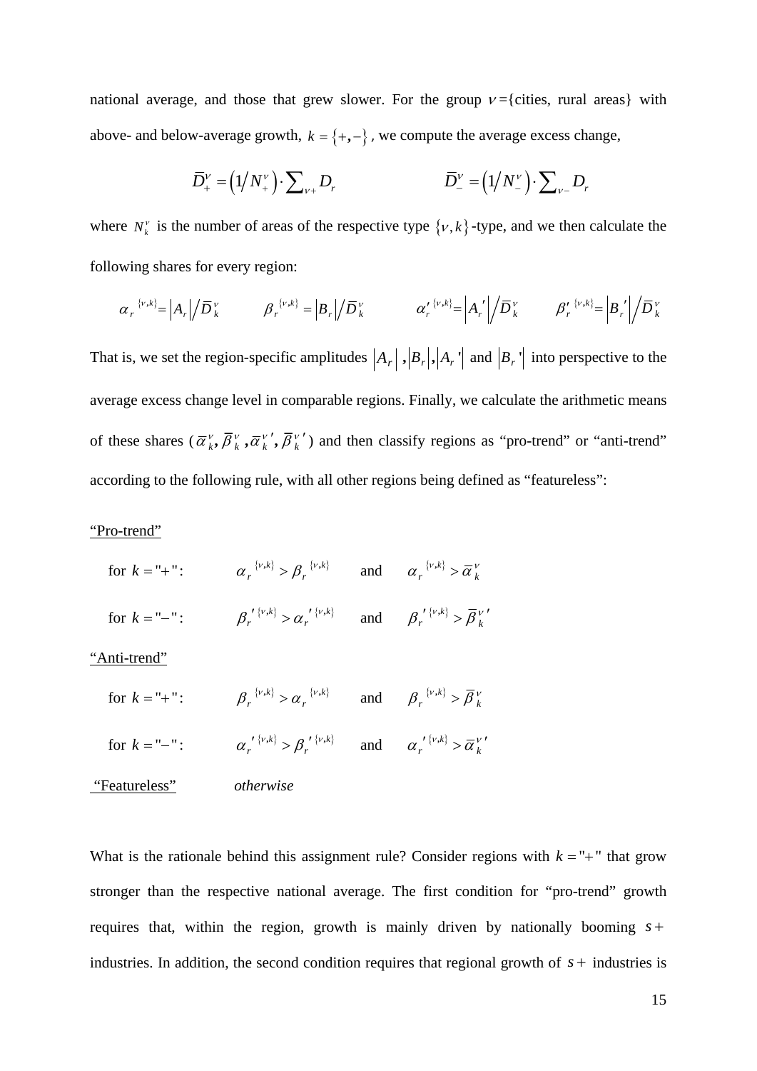national average, and those that grew slower. For the group $\nu$ ={cities, rural areas} with above- and below-average growth, $k = \{+,-\}$, we compute the average excess change,

$$\bar{D}_{+}^{\nu} = \left(1/N_{+}^{\nu}\right)\cdot\sum\nolimits_{\nu+} D_r \qquad\qquad \bar{D}_{-}^{\nu} = \left(1/N_{-}^{\nu}\right)\cdot\sum\nolimits_{\nu-} D_r$$

where $N_k^{\nu}$ is the number of areas of the respective type $\{\nu, k\}$-type, and we then calculate the following shares for every region:

$$\alpha_r^{\{\nu,k\}} = \left|A_r\right| / \bar{D}_k^{\nu} \qquad \beta_r^{\{\nu,k\}} = \left|B_r\right| / \bar{D}_k^{\nu} \qquad \alpha_r'^{\{\nu,k\}} = \left|A_r'\right| / \bar{D}_k^{\nu} \qquad \beta_r'^{\{\nu,k\}} = \left|B_r'\right| / \bar{D}_k^{\nu}$$

That is, we set the region-specific amplitudes $|A_r|$, $|B_r|$, $|A_r'|$ and $|B_r'|$ into perspective to the average excess change level in comparable regions. Finally, we calculate the arithmetic means of these shares ($\bar{\alpha}_k^{\nu}, \bar{\beta}_k^{\nu}, \bar{\alpha}_k^{\nu}{}', \bar{\beta}_k^{\nu}{}'$) and then classify regions as "pro-trend" or "anti-trend" according to the following rule, with all other regions being defined as "featureless":

"Pro-trend"

for $k = "+"$: $\qquad \alpha_r^{\{\nu,k\}} > \beta_r^{\{\nu,k\}}$ and $\alpha_r^{\{\nu,k\}} > \bar{\alpha}_k^{\nu}$

for $k = "-"$: $\qquad \beta_r'^{\{\nu,k\}} > \alpha_r'^{\{\nu,k\}}$ and $\beta_r'^{\{\nu,k\}} > \bar{\beta}_k^{\nu}{}'$

"Anti-trend"

for $k = "+"$: $\qquad \beta_r^{\{\nu,k\}} > \alpha_r^{\{\nu,k\}}$ and $\beta_r^{\{\nu,k\}} > \bar{\beta}_k^{\nu}$

for $k = "-"$: $\qquad \alpha_r'^{\{\nu,k\}} > \beta_r'^{\{\nu,k\}}$ and $\alpha_r'^{\{\nu,k\}} > \bar{\alpha}_k^{\nu}{}'$

"Featureless" $\qquad$ *otherwise*

What is the rationale behind this assignment rule? Consider regions with $k = "+"$ that grow stronger than the respective national average. The first condition for "pro-trend" growth requires that, within the region, growth is mainly driven by nationally booming $s+$ industries. In addition, the second condition requires that regional growth of $s+$ industries is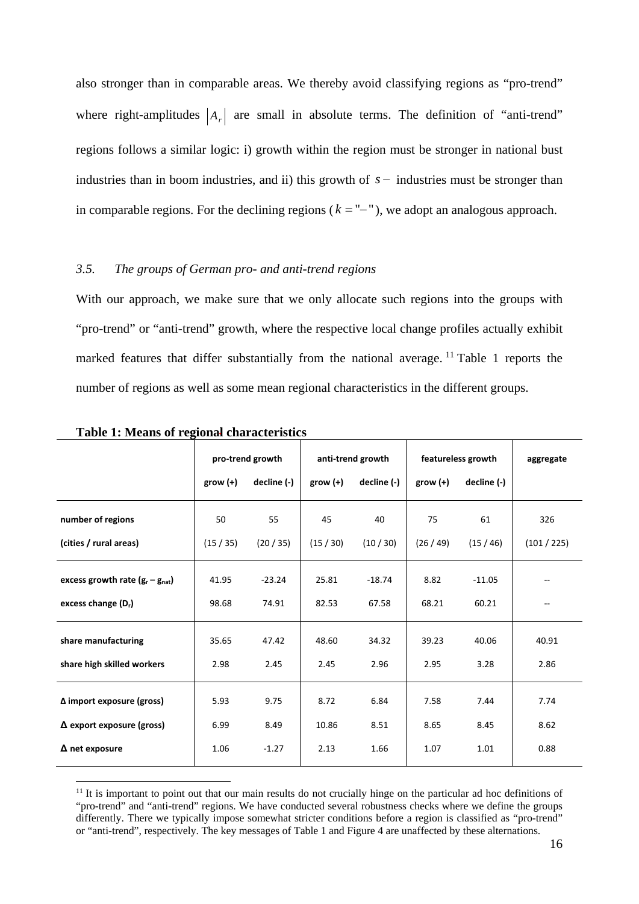also stronger than in comparable areas. We thereby avoid classifying regions as "pro-trend" where right-amplitudes $\left|A_r\right|$ are small in absolute terms. The definition of "anti-trend" regions follows a similar logic: i) growth within the region must be stronger in national bust industries than in boom industries, and ii) this growth of $s-$ industries must be stronger than in comparable regions. For the declining regions ($k = "-"$), we adopt an analogous approach.

### 3.5. *The groups of German pro- and anti-trend regions*

With our approach, we make sure that we only allocate such regions into the groups with "pro-trend" or "anti-trend" growth, where the respective local change profiles actually exhibit marked features that differ substantially from the national average.[11] Table 1 reports the number of regions as well as some mean regional characteristics in the different groups.

**Table 1: Means of regional characteristics**

| | pro-trend growth | | anti-trend growth | | featureless growth | | aggregate |
|---|---|---|---|---|---|---|---|
| | grow (+) | decline (-) | grow (+) | decline (-) | grow (+) | decline (-) | |
| number of regions | 50 | 55 | 45 | 40 | 75 | 61 | 326 |
| (cities / rural areas) | (15 / 35) | (20 / 35) | (15 / 30) | (10 / 30) | (26 / 49) | (15 / 46) | (101 / 225) |
| excess growth rate ($g_r - g_{nat}$) | 41.95 | -23.24 | 25.81 | -18.74 | 8.82 | -11.05 | -- |
| excess change ($D_r$) | 98.68 | 74.91 | 82.53 | 67.58 | 68.21 | 60.21 | -- |
| share manufacturing | 35.65 | 47.42 | 48.60 | 34.32 | 39.23 | 40.06 | 40.91 |
| share high skilled workers | 2.98 | 2.45 | 2.45 | 2.96 | 2.95 | 3.28 | 2.86 |
| Δ import exposure (gross) | 5.93 | 9.75 | 8.72 | 6.84 | 7.58 | 7.44 | 7.74 |
| Δ export exposure (gross) | 6.99 | 8.49 | 10.86 | 8.51 | 8.65 | 8.45 | 8.62 |
| Δ net exposure | 1.06 | -1.27 | 2.13 | 1.66 | 1.07 | 1.01 | 0.88 |

[11] It is important to point out that our main results do not crucially hinge on the particular ad hoc definitions of "pro-trend" and "anti-trend" regions. We have conducted several robustness checks where we define the groups differently. There we typically impose somewhat stricter conditions before a region is classified as "pro-trend" or "anti-trend", respectively. The key messages of Table 1 and Figure 4 are unaffected by these alternations.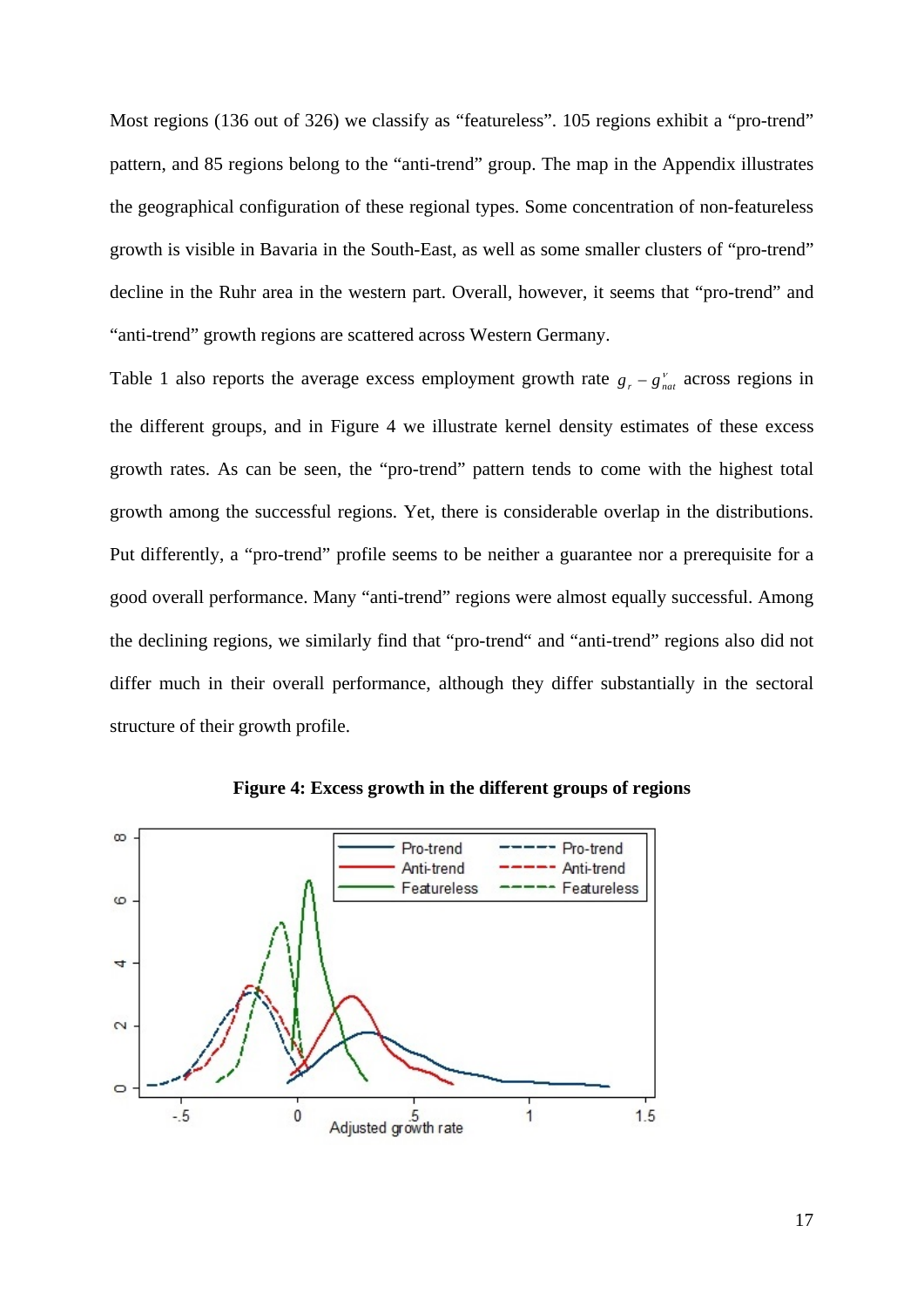Most regions (136 out of 326) we classify as "featureless". 105 regions exhibit a "pro-trend" pattern, and 85 regions belong to the "anti-trend" group. The map in the Appendix illustrates the geographical configuration of these regional types. Some concentration of non-featureless growth is visible in Bavaria in the South-East, as well as some smaller clusters of "pro-trend" decline in the Ruhr area in the western part. Overall, however, it seems that "pro-trend" and "anti-trend" growth regions are scattered across Western Germany.

Table 1 also reports the average excess employment growth rate $g_r - g^v_{nat}$ across regions in the different groups, and in Figure 4 we illustrate kernel density estimates of these excess growth rates. As can be seen, the "pro-trend" pattern tends to come with the highest total growth among the successful regions. Yet, there is considerable overlap in the distributions. Put differently, a "pro-trend" profile seems to be neither a guarantee nor a prerequisite for a good overall performance. Many "anti-trend" regions were almost equally successful. Among the declining regions, we similarly find that "pro-trend" and "anti-trend" regions also did not differ much in their overall performance, although they differ substantially in the sectoral structure of their growth profile.

**Figure 4: Excess growth in the different groups of regions**

Pro-trend
Anti-trend
Featureless
Pro-trend
Anti-trend
Featureless

0
2
4
6
8

-.5
0
.5
1
1.5

Adjusted growth rate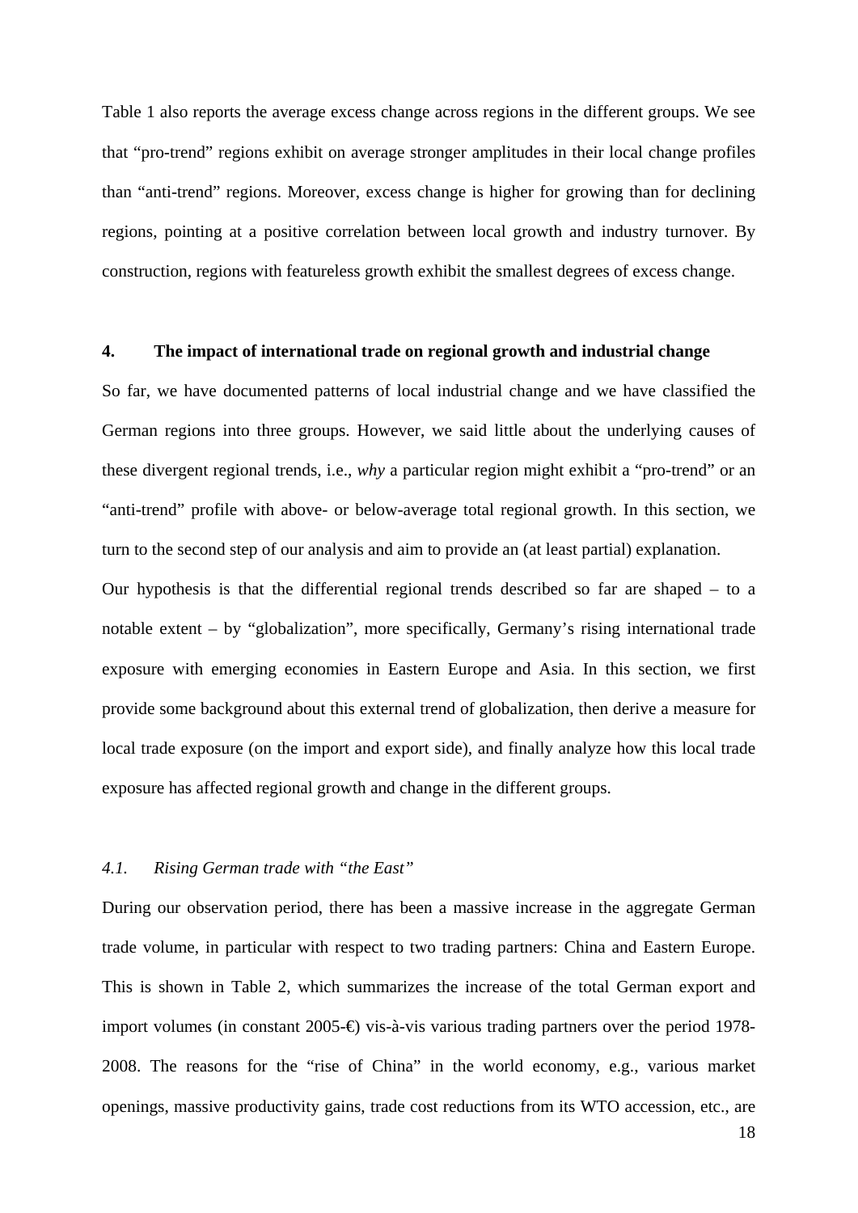Table 1 also reports the average excess change across regions in the different groups. We see that "pro-trend" regions exhibit on average stronger amplitudes in their local change profiles than "anti-trend" regions. Moreover, excess change is higher for growing than for declining regions, pointing at a positive correlation between local growth and industry turnover. By construction, regions with featureless growth exhibit the smallest degrees of excess change.

## 4. The impact of international trade on regional growth and industrial change

So far, we have documented patterns of local industrial change and we have classified the German regions into three groups. However, we said little about the underlying causes of these divergent regional trends, i.e., *why* a particular region might exhibit a "pro-trend" or an "anti-trend" profile with above- or below-average total regional growth. In this section, we turn to the second step of our analysis and aim to provide an (at least partial) explanation.

Our hypothesis is that the differential regional trends described so far are shaped – to a notable extent – by "globalization", more specifically, Germany's rising international trade exposure with emerging economies in Eastern Europe and Asia. In this section, we first provide some background about this external trend of globalization, then derive a measure for local trade exposure (on the import and export side), and finally analyze how this local trade exposure has affected regional growth and change in the different groups.

### *4.1. Rising German trade with "the East"*

During our observation period, there has been a massive increase in the aggregate German trade volume, in particular with respect to two trading partners: China and Eastern Europe. This is shown in Table 2, which summarizes the increase of the total German export and import volumes (in constant 2005-€) vis-à-vis various trading partners over the period 1978-2008. The reasons for the "rise of China" in the world economy, e.g., various market openings, massive productivity gains, trade cost reductions from its WTO accession, etc., are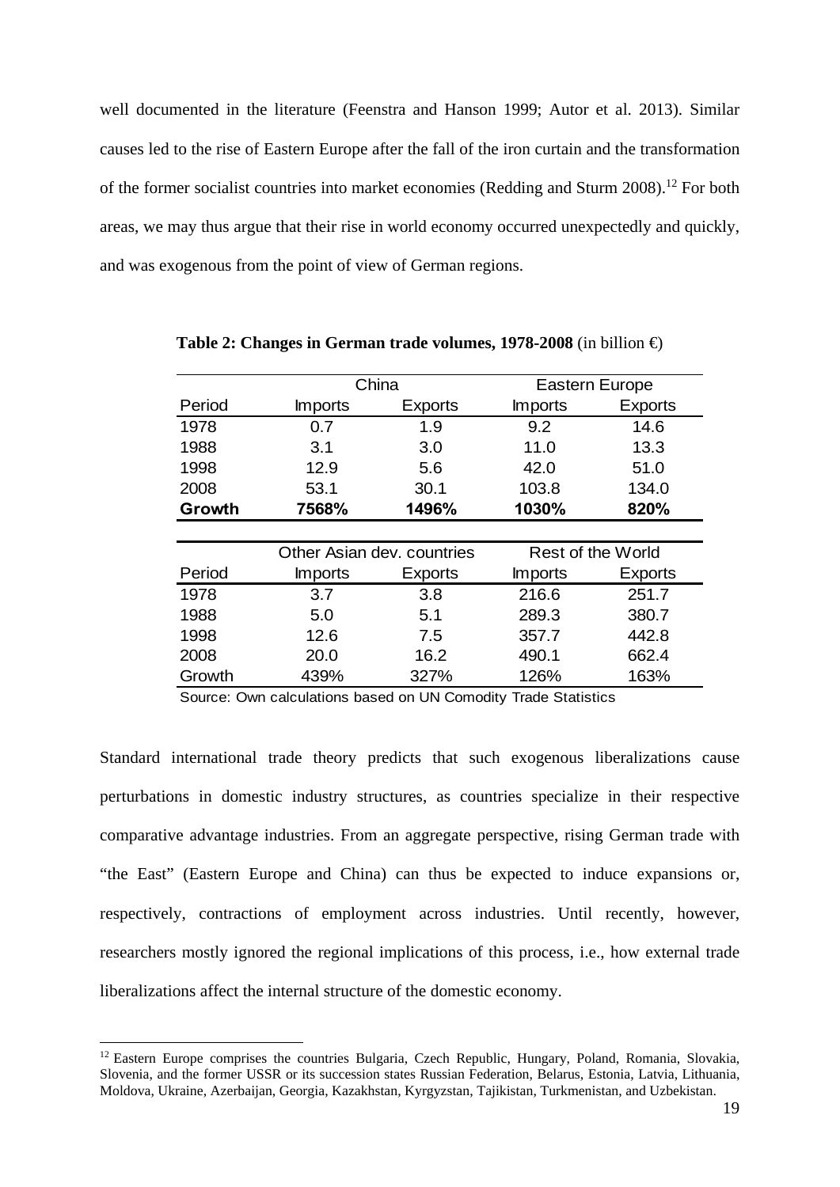well documented in the literature (Feenstra and Hanson 1999; Autor et al. 2013). Similar causes led to the rise of Eastern Europe after the fall of the iron curtain and the transformation of the former socialist countries into market economies (Redding and Sturm 2008).[12] For both areas, we may thus argue that their rise in world economy occurred unexpectedly and quickly, and was exogenous from the point of view of German regions.

**Table 2: Changes in German trade volumes, 1978-2008** (in billion €)

| | China | | Eastern Europe | |
|---|---|---|---|---|
| Period | Imports | Exports | Imports | Exports |
| 1978 | 0.7 | 1.9 | 9.2 | 14.6 |
| 1988 | 3.1 | 3.0 | 11.0 | 13.3 |
| 1998 | 12.9 | 5.6 | 42.0 | 51.0 |
| 2008 | 53.1 | 30.1 | 103.8 | 134.0 |
| **Growth** | **7568%** | **1496%** | **1030%** | **820%** |
| | **Other Asian dev. countries** | | **Rest of the World** | |
| Period | Imports | Exports | Imports | Exports |
| 1978 | 3.7 | 3.8 | 216.6 | 251.7 |
| 1988 | 5.0 | 5.1 | 289.3 | 380.7 |
| 1998 | 12.6 | 7.5 | 357.7 | 442.8 |
| 2008 | 20.0 | 16.2 | 490.1 | 662.4 |
| Growth | 439% | 327% | 126% | 163% |

Source: Own calculations based on UN Comodity Trade Statistics

Standard international trade theory predicts that such exogenous liberalizations cause perturbations in domestic industry structures, as countries specialize in their respective comparative advantage industries. From an aggregate perspective, rising German trade with "the East" (Eastern Europe and China) can thus be expected to induce expansions or, respectively, contractions of employment across industries. Until recently, however, researchers mostly ignored the regional implications of this process, i.e., how external trade liberalizations affect the internal structure of the domestic economy.

[12] Eastern Europe comprises the countries Bulgaria, Czech Republic, Hungary, Poland, Romania, Slovakia, Slovenia, and the former USSR or its succession states Russian Federation, Belarus, Estonia, Latvia, Lithuania, Moldova, Ukraine, Azerbaijan, Georgia, Kazakhstan, Kyrgyzstan, Tajikistan, Turkmenistan, and Uzbekistan.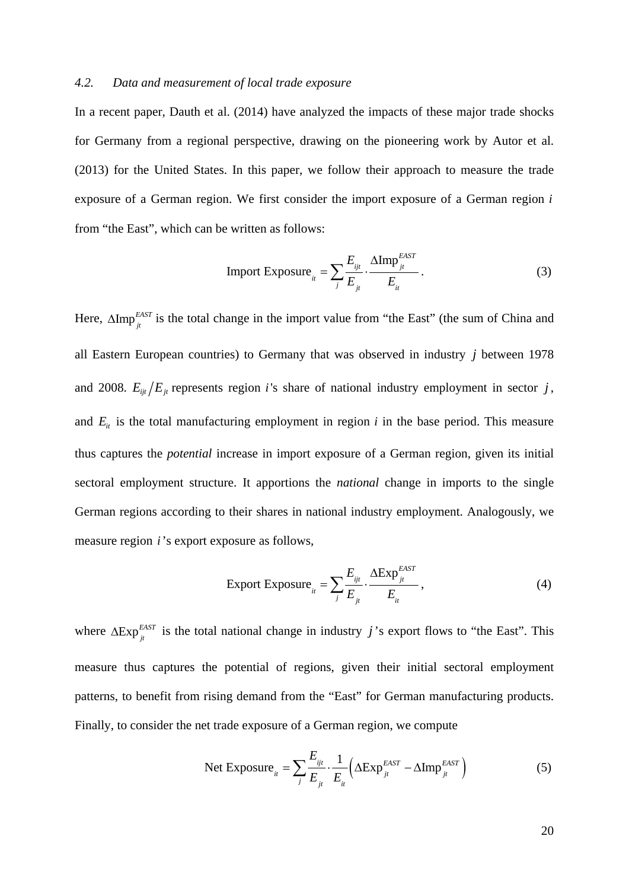### 4.2. Data and measurement of local trade exposure

In a recent paper, Dauth et al. (2014) have analyzed the impacts of these major trade shocks for Germany from a regional perspective, drawing on the pioneering work by Autor et al. (2013) for the United States. In this paper, we follow their approach to measure the trade exposure of a German region. We first consider the import exposure of a German region $i$ from "the East", which can be written as follows:

$$\text{Import Exposure}_{it} = \sum_j \frac{E_{ijt}}{E_{jt}} \cdot \frac{\Delta \text{Imp}_{jt}^{EAST}}{E_{it}}. \tag{3}$$

Here, $\Delta \text{Imp}_{jt}^{EAST}$ is the total change in the import value from "the East" (the sum of China and all Eastern European countries) to Germany that was observed in industry $j$ between 1978 and 2008. $E_{ijt}/E_{jt}$ represents region $i$'s share of national industry employment in sector $j$, and $E_{it}$ is the total manufacturing employment in region $i$ in the base period. This measure thus captures the *potential* increase in import exposure of a German region, given its initial sectoral employment structure. It apportions the *national* change in imports to the single German regions according to their shares in national industry employment. Analogously, we measure region $i$'s export exposure as follows,

$$\text{Export Exposure}_{it} = \sum_j \frac{E_{ijt}}{E_{jt}} \cdot \frac{\Delta \text{Exp}_{jt}^{EAST}}{E_{it}}, \tag{4}$$

where $\Delta \text{Exp}_{jt}^{EAST}$ is the total national change in industry $j$'s export flows to "the East". This measure thus captures the potential of regions, given their initial sectoral employment patterns, to benefit from rising demand from the "East" for German manufacturing products. Finally, to consider the net trade exposure of a German region, we compute

$$\text{Net Exposure}_{it} = \sum_j \frac{E_{ijt}}{E_{jt}} \cdot \frac{1}{E_{it}} \left( \Delta \text{Exp}_{jt}^{EAST} - \Delta \text{Imp}_{jt}^{EAST} \right) \tag{5}$$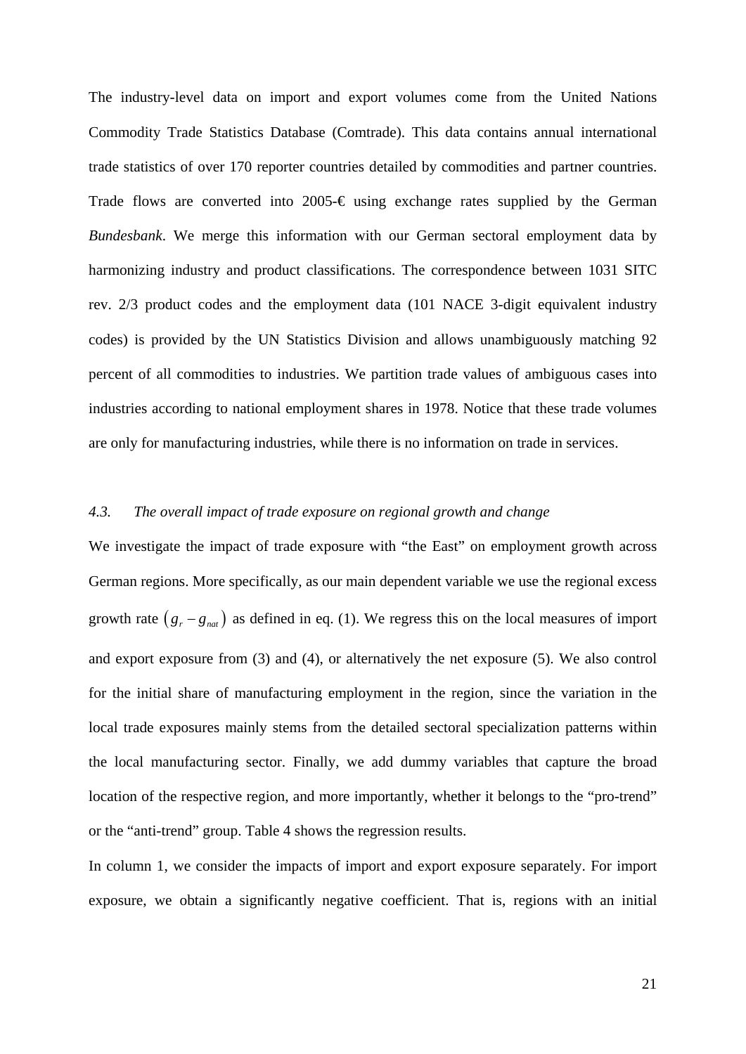The industry-level data on import and export volumes come from the United Nations Commodity Trade Statistics Database (Comtrade). This data contains annual international trade statistics of over 170 reporter countries detailed by commodities and partner countries. Trade flows are converted into 2005-€ using exchange rates supplied by the German *Bundesbank*. We merge this information with our German sectoral employment data by harmonizing industry and product classifications. The correspondence between 1031 SITC rev. 2/3 product codes and the employment data (101 NACE 3-digit equivalent industry codes) is provided by the UN Statistics Division and allows unambiguously matching 92 percent of all commodities to industries. We partition trade values of ambiguous cases into industries according to national employment shares in 1978. Notice that these trade volumes are only for manufacturing industries, while there is no information on trade in services.

### *4.3. The overall impact of trade exposure on regional growth and change*

We investigate the impact of trade exposure with "the East" on employment growth across German regions. More specifically, as our main dependent variable we use the regional excess growth rate $\left(g_r - g_{nat}\right)$ as defined in eq. (1). We regress this on the local measures of import and export exposure from (3) and (4), or alternatively the net exposure (5). We also control for the initial share of manufacturing employment in the region, since the variation in the local trade exposures mainly stems from the detailed sectoral specialization patterns within the local manufacturing sector. Finally, we add dummy variables that capture the broad location of the respective region, and more importantly, whether it belongs to the "pro-trend" or the "anti-trend" group. Table 4 shows the regression results.

In column 1, we consider the impacts of import and export exposure separately. For import exposure, we obtain a significantly negative coefficient. That is, regions with an initial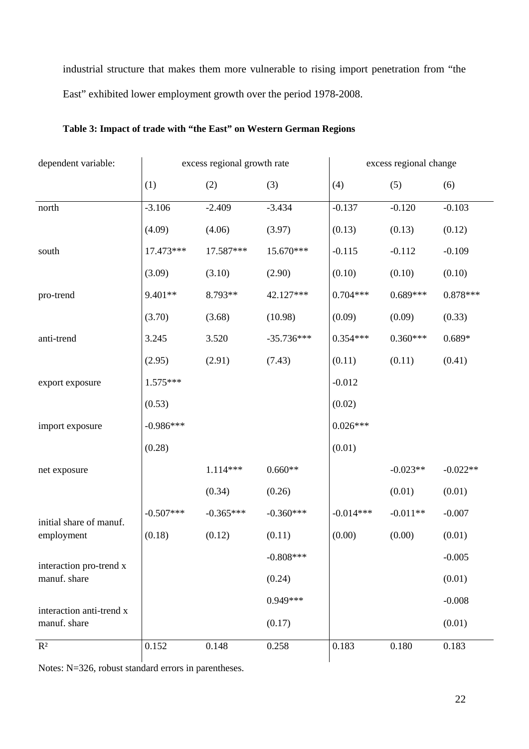industrial structure that makes them more vulnerable to rising import penetration from "the East" exhibited lower employment growth over the period 1978-2008.

**Table 3: Impact of trade with "the East" on Western German Regions**

| dependent variable: | excess regional growth rate | | | excess regional change | | |
|---|---|---|---|---|---|---|
| | (1) | (2) | (3) | (4) | (5) | (6) |
| north | -3.106 | -2.409 | -3.434 | -0.137 | -0.120 | -0.103 |
| | (4.09) | (4.06) | (3.97) | (0.13) | (0.13) | (0.12) |
| south | 17.473*** | 17.587*** | 15.670*** | -0.115 | -0.112 | -0.109 |
| | (3.09) | (3.10) | (2.90) | (0.10) | (0.10) | (0.10) |
| pro-trend | 9.401** | 8.793** | 42.127*** | 0.704*** | 0.689*** | 0.878*** |
| | (3.70) | (3.68) | (10.98) | (0.09) | (0.09) | (0.33) |
| anti-trend | 3.245 | 3.520 | -35.736*** | 0.354*** | 0.360*** | 0.689* |
| | (2.95) | (2.91) | (7.43) | (0.11) | (0.11) | (0.41) |
| export exposure | 1.575*** | | | -0.012 | | |
| | (0.53) | | | (0.02) | | |
| import exposure | -0.986*** | | | 0.026*** | | |
| | (0.28) | | | (0.01) | | |
| net exposure | | 1.114*** | 0.660** | | -0.023** | -0.022** |
| | | (0.34) | (0.26) | | (0.01) | (0.01) |
| initial share of manuf. employment | -0.507*** | -0.365*** | -0.360*** | -0.014*** | -0.011** | -0.007 |
| | (0.18) | (0.12) | (0.11) | (0.00) | (0.00) | (0.01) |
| interaction pro-trend x manuf. share | | | -0.808*** | | | -0.005 |
| | | | (0.24) | | | (0.01) |
| interaction anti-trend x manuf. share | | | 0.949*** | | | -0.008 |
| | | | (0.17) | | | (0.01) |
| $R^2$ | 0.152 | 0.148 | 0.258 | 0.183 | 0.180 | 0.183 |

Notes: N=326, robust standard errors in parentheses.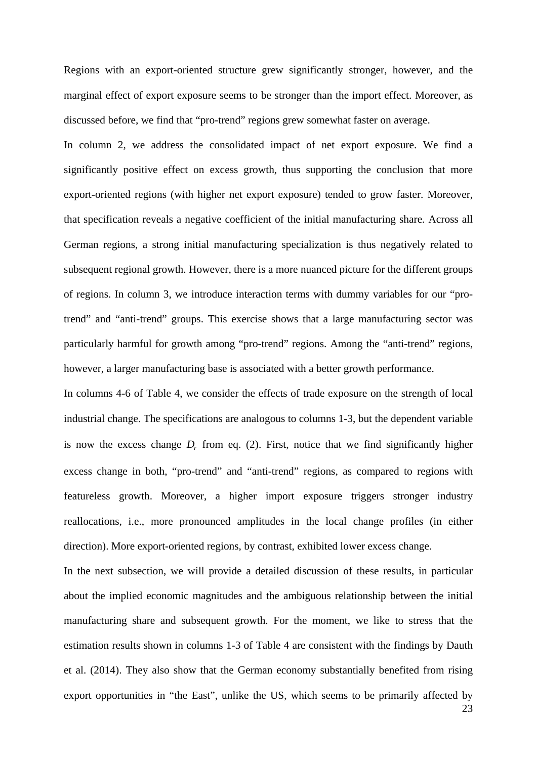Regions with an export-oriented structure grew significantly stronger, however, and the marginal effect of export exposure seems to be stronger than the import effect. Moreover, as discussed before, we find that "pro-trend" regions grew somewhat faster on average.

In column 2, we address the consolidated impact of net export exposure. We find a significantly positive effect on excess growth, thus supporting the conclusion that more export-oriented regions (with higher net export exposure) tended to grow faster. Moreover, that specification reveals a negative coefficient of the initial manufacturing share. Across all German regions, a strong initial manufacturing specialization is thus negatively related to subsequent regional growth. However, there is a more nuanced picture for the different groups of regions. In column 3, we introduce interaction terms with dummy variables for our "pro-trend" and "anti-trend" groups. This exercise shows that a large manufacturing sector was particularly harmful for growth among "pro-trend" regions. Among the "anti-trend" regions, however, a larger manufacturing base is associated with a better growth performance.

In columns 4-6 of Table 4, we consider the effects of trade exposure on the strength of local industrial change. The specifications are analogous to columns 1-3, but the dependent variable is now the excess change $D_r$ from eq. (2). First, notice that we find significantly higher excess change in both, "pro-trend" and "anti-trend" regions, as compared to regions with featureless growth. Moreover, a higher import exposure triggers stronger industry reallocations, i.e., more pronounced amplitudes in the local change profiles (in either direction). More export-oriented regions, by contrast, exhibited lower excess change.

In the next subsection, we will provide a detailed discussion of these results, in particular about the implied economic magnitudes and the ambiguous relationship between the initial manufacturing share and subsequent growth. For the moment, we like to stress that the estimation results shown in columns 1-3 of Table 4 are consistent with the findings by Dauth et al. (2014). They also show that the German economy substantially benefited from rising export opportunities in "the East", unlike the US, which seems to be primarily affected by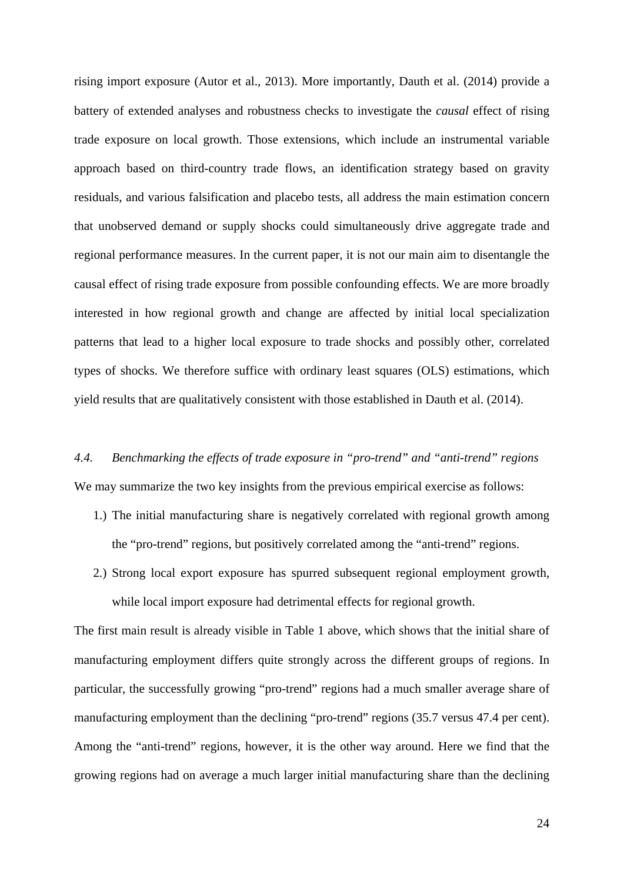rising import exposure (Autor et al., 2013). More importantly, Dauth et al. (2014) provide a battery of extended analyses and robustness checks to investigate the *causal* effect of rising trade exposure on local growth. Those extensions, which include an instrumental variable approach based on third-country trade flows, an identification strategy based on gravity residuals, and various falsification and placebo tests, all address the main estimation concern that unobserved demand or supply shocks could simultaneously drive aggregate trade and regional performance measures. In the current paper, it is not our main aim to disentangle the causal effect of rising trade exposure from possible confounding effects. We are more broadly interested in how regional growth and change are affected by initial local specialization patterns that lead to a higher local exposure to trade shocks and possibly other, correlated types of shocks. We therefore suffice with ordinary least squares (OLS) estimations, which yield results that are qualitatively consistent with those established in Dauth et al. (2014).

### *4.4. Benchmarking the effects of trade exposure in "pro-trend" and "anti-trend" regions*

We may summarize the two key insights from the previous empirical exercise as follows:

1.) The initial manufacturing share is negatively correlated with regional growth among the "pro-trend" regions, but positively correlated among the "anti-trend" regions.

2.) Strong local export exposure has spurred subsequent regional employment growth, while local import exposure had detrimental effects for regional growth.

The first main result is already visible in Table 1 above, which shows that the initial share of manufacturing employment differs quite strongly across the different groups of regions. In particular, the successfully growing "pro-trend" regions had a much smaller average share of manufacturing employment than the declining "pro-trend" regions (35.7 versus 47.4 per cent). Among the "anti-trend" regions, however, it is the other way around. Here we find that the growing regions had on average a much larger initial manufacturing share than the declining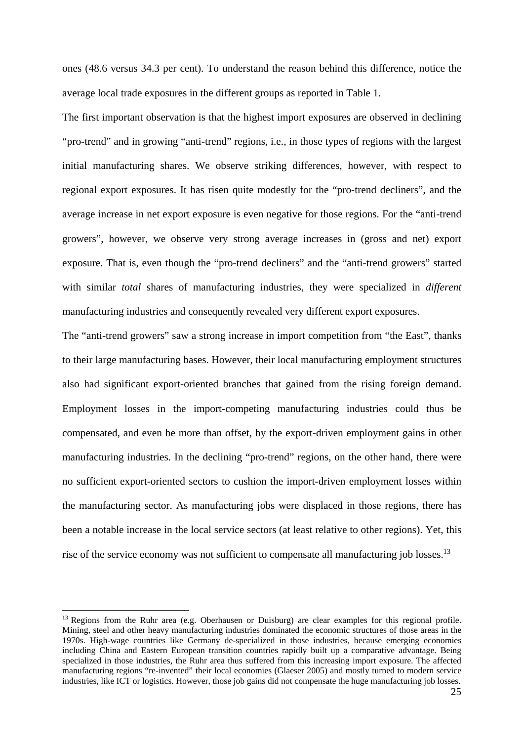ones (48.6 versus 34.3 per cent). To understand the reason behind this difference, notice the average local trade exposures in the different groups as reported in Table 1.

The first important observation is that the highest import exposures are observed in declining "pro-trend" and in growing "anti-trend" regions, i.e., in those types of regions with the largest initial manufacturing shares. We observe striking differences, however, with respect to regional export exposures. It has risen quite modestly for the "pro-trend decliners", and the average increase in net export exposure is even negative for those regions. For the "anti-trend growers", however, we observe very strong average increases in (gross and net) export exposure. That is, even though the "pro-trend decliners" and the "anti-trend growers" started with similar *total* shares of manufacturing industries, they were specialized in *different* manufacturing industries and consequently revealed very different export exposures.

The "anti-trend growers" saw a strong increase in import competition from "the East", thanks to their large manufacturing bases. However, their local manufacturing employment structures also had significant export-oriented branches that gained from the rising foreign demand. Employment losses in the import-competing manufacturing industries could thus be compensated, and even be more than offset, by the export-driven employment gains in other manufacturing industries. In the declining "pro-trend" regions, on the other hand, there were no sufficient export-oriented sectors to cushion the import-driven employment losses within the manufacturing sector. As manufacturing jobs were displaced in those regions, there has been a notable increase in the local service sectors (at least relative to other regions). Yet, this rise of the service economy was not sufficient to compensate all manufacturing job losses.[13]

[13] Regions from the Ruhr area (e.g. Oberhausen or Duisburg) are clear examples for this regional profile. Mining, steel and other heavy manufacturing industries dominated the economic structures of those areas in the 1970s. High-wage countries like Germany de-specialized in those industries, because emerging economies including China and Eastern European transition countries rapidly built up a comparative advantage. Being specialized in those industries, the Ruhr area thus suffered from this increasing import exposure. The affected manufacturing regions "re-invented" their local economies (Glaeser 2005) and mostly turned to modern service industries, like ICT or logistics. However, those job gains did not compensate the huge manufacturing job losses.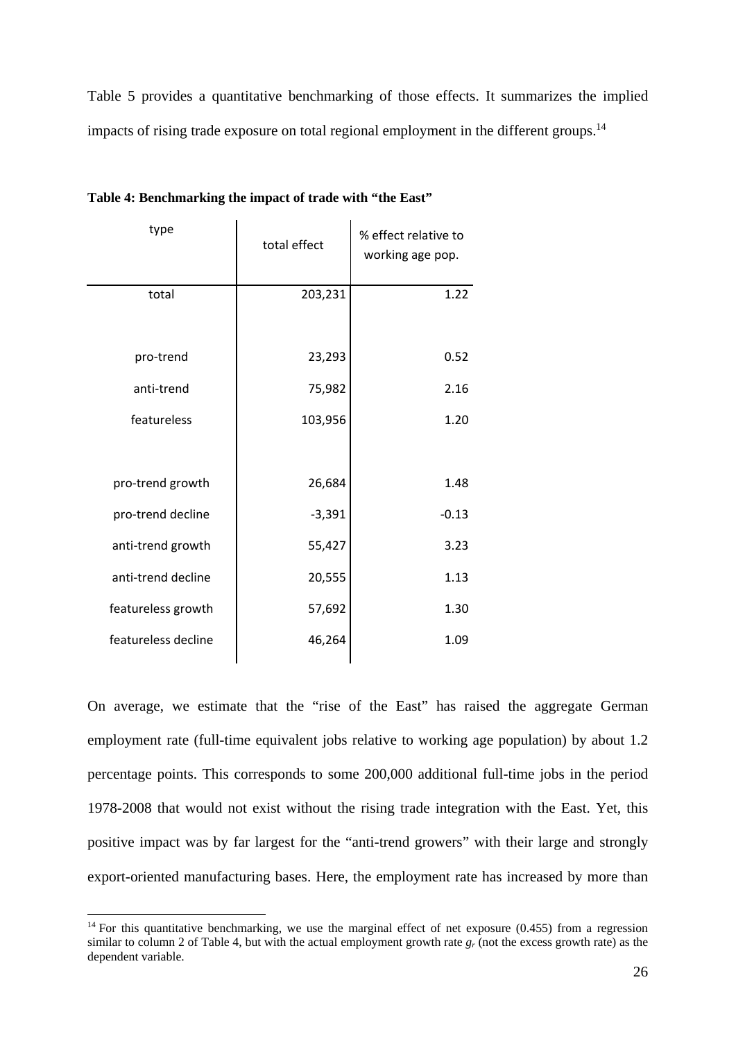Table 5 provides a quantitative benchmarking of those effects. It summarizes the implied impacts of rising trade exposure on total regional employment in the different groups.[14]

**Table 4: Benchmarking the impact of trade with "the East"**

| type | total effect | % effect relative to working age pop. |
|---|---|---|
| total | 203,231 | 1.22 |
| | | |
| pro-trend | 23,293 | 0.52 |
| anti-trend | 75,982 | 2.16 |
| featureless | 103,956 | 1.20 |
| | | |
| pro-trend growth | 26,684 | 1.48 |
| pro-trend decline | -3,391 | -0.13 |
| anti-trend growth | 55,427 | 3.23 |
| anti-trend decline | 20,555 | 1.13 |
| featureless growth | 57,692 | 1.30 |
| featureless decline | 46,264 | 1.09 |

On average, we estimate that the "rise of the East" has raised the aggregate German employment rate (full-time equivalent jobs relative to working age population) by about 1.2 percentage points. This corresponds to some 200,000 additional full-time jobs in the period 1978-2008 that would not exist without the rising trade integration with the East. Yet, this positive impact was by far largest for the "anti-trend growers" with their large and strongly export-oriented manufacturing bases. Here, the employment rate has increased by more than

[14] For this quantitative benchmarking, we use the marginal effect of net exposure (0.455) from a regression similar to column 2 of Table 4, but with the actual employment growth rate $g_r$ (not the excess growth rate) as the dependent variable.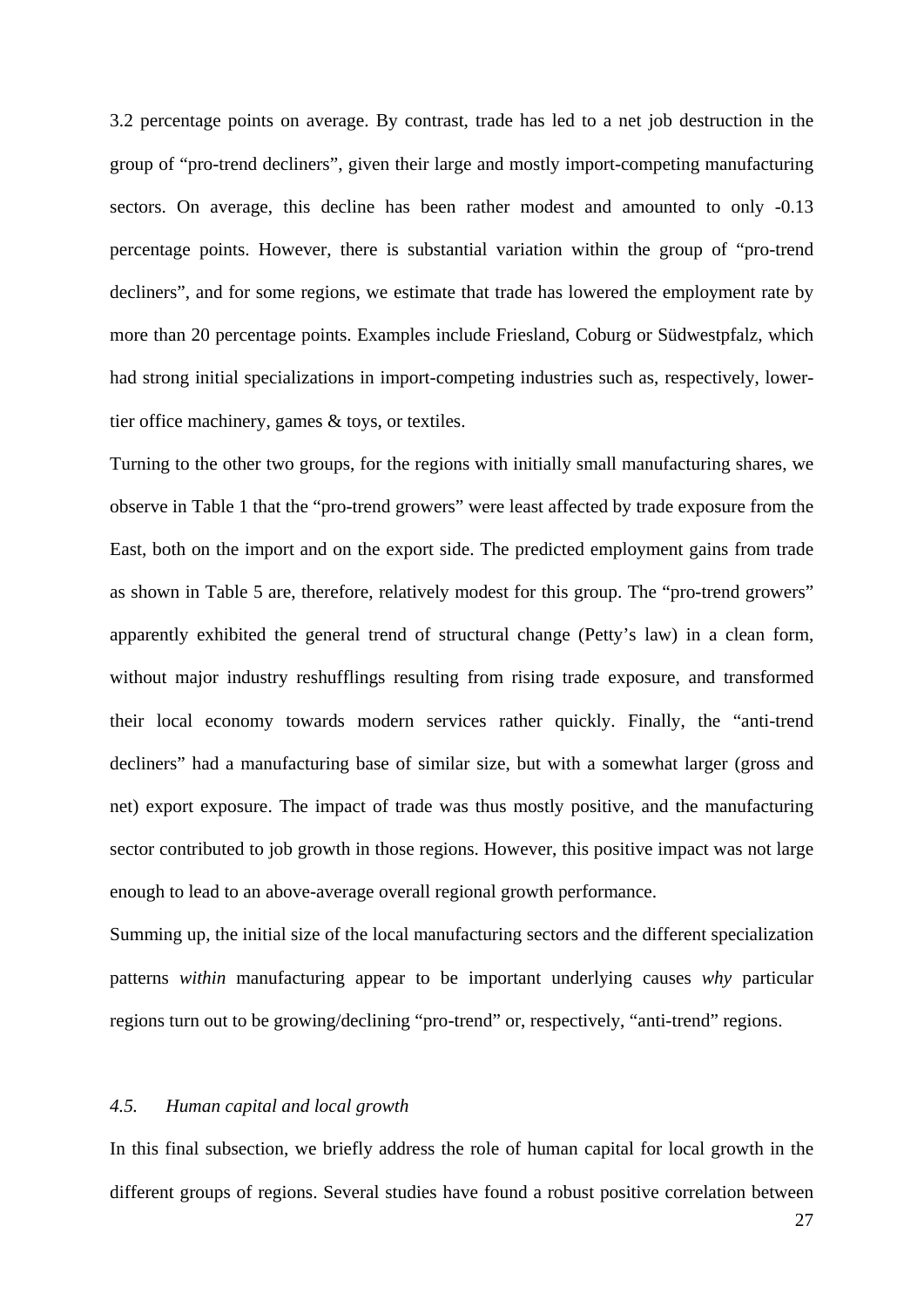3.2 percentage points on average. By contrast, trade has led to a net job destruction in the group of "pro-trend decliners", given their large and mostly import-competing manufacturing sectors. On average, this decline has been rather modest and amounted to only -0.13 percentage points. However, there is substantial variation within the group of "pro-trend decliners", and for some regions, we estimate that trade has lowered the employment rate by more than 20 percentage points. Examples include Friesland, Coburg or Südwestpfalz, which had strong initial specializations in import-competing industries such as, respectively, lower-tier office machinery, games & toys, or textiles.

Turning to the other two groups, for the regions with initially small manufacturing shares, we observe in Table 1 that the "pro-trend growers" were least affected by trade exposure from the East, both on the import and on the export side. The predicted employment gains from trade as shown in Table 5 are, therefore, relatively modest for this group. The "pro-trend growers" apparently exhibited the general trend of structural change (Petty's law) in a clean form, without major industry reshufflings resulting from rising trade exposure, and transformed their local economy towards modern services rather quickly. Finally, the "anti-trend decliners" had a manufacturing base of similar size, but with a somewhat larger (gross and net) export exposure. The impact of trade was thus mostly positive, and the manufacturing sector contributed to job growth in those regions. However, this positive impact was not large enough to lead to an above-average overall regional growth performance.

Summing up, the initial size of the local manufacturing sectors and the different specialization patterns *within* manufacturing appear to be important underlying causes *why* particular regions turn out to be growing/declining "pro-trend" or, respectively, "anti-trend" regions.

### *4.5. Human capital and local growth*

In this final subsection, we briefly address the role of human capital for local growth in the different groups of regions. Several studies have found a robust positive correlation between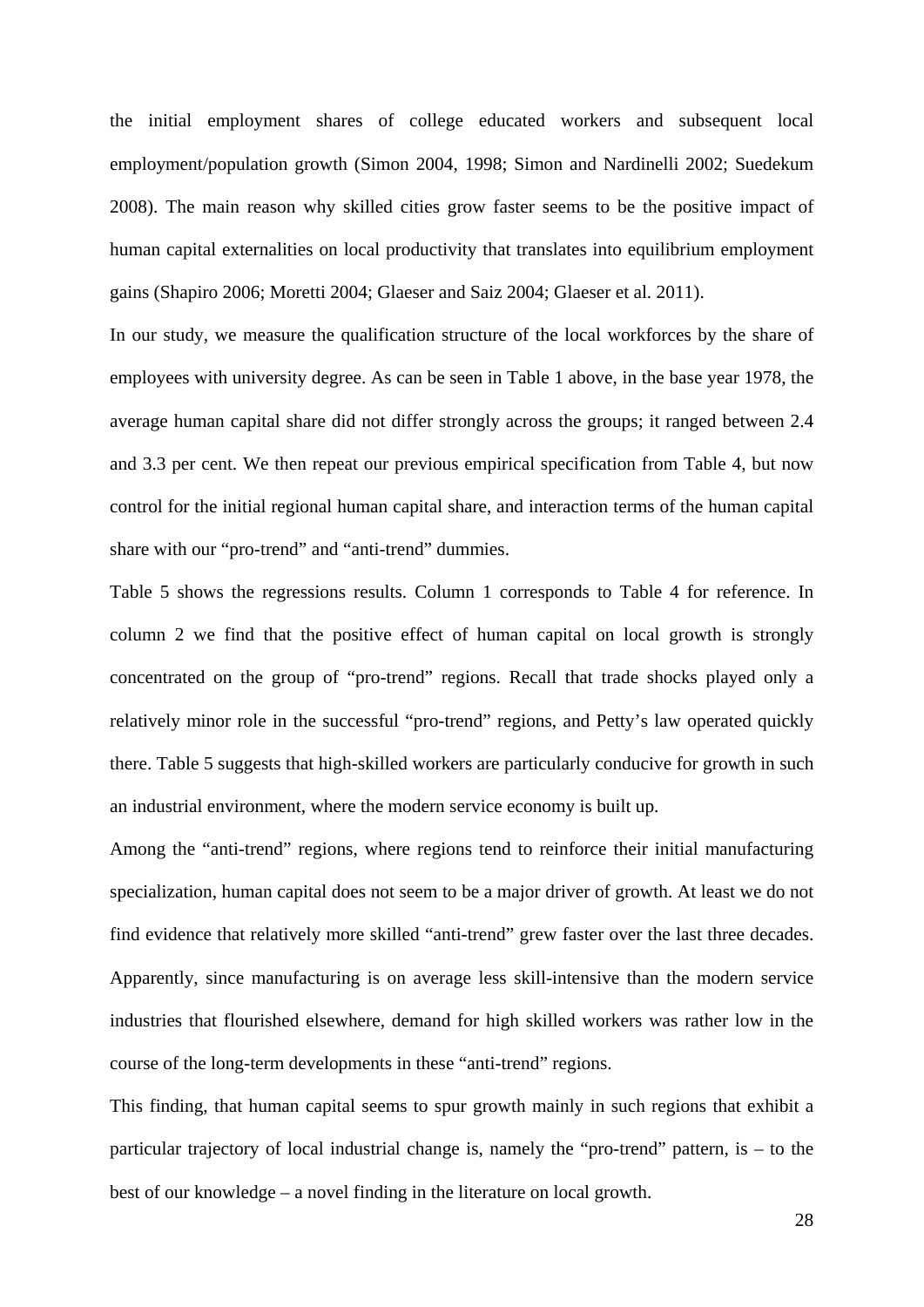the initial employment shares of college educated workers and subsequent local employment/population growth (Simon 2004, 1998; Simon and Nardinelli 2002; Suedekum 2008). The main reason why skilled cities grow faster seems to be the positive impact of human capital externalities on local productivity that translates into equilibrium employment gains (Shapiro 2006; Moretti 2004; Glaeser and Saiz 2004; Glaeser et al. 2011).

In our study, we measure the qualification structure of the local workforces by the share of employees with university degree. As can be seen in Table 1 above, in the base year 1978, the average human capital share did not differ strongly across the groups; it ranged between 2.4 and 3.3 per cent. We then repeat our previous empirical specification from Table 4, but now control for the initial regional human capital share, and interaction terms of the human capital share with our "pro-trend" and "anti-trend" dummies.

Table 5 shows the regressions results. Column 1 corresponds to Table 4 for reference. In column 2 we find that the positive effect of human capital on local growth is strongly concentrated on the group of "pro-trend" regions. Recall that trade shocks played only a relatively minor role in the successful "pro-trend" regions, and Petty's law operated quickly there. Table 5 suggests that high-skilled workers are particularly conducive for growth in such an industrial environment, where the modern service economy is built up.

Among the "anti-trend" regions, where regions tend to reinforce their initial manufacturing specialization, human capital does not seem to be a major driver of growth. At least we do not find evidence that relatively more skilled "anti-trend" grew faster over the last three decades. Apparently, since manufacturing is on average less skill-intensive than the modern service industries that flourished elsewhere, demand for high skilled workers was rather low in the course of the long-term developments in these "anti-trend" regions.

This finding, that human capital seems to spur growth mainly in such regions that exhibit a particular trajectory of local industrial change is, namely the "pro-trend" pattern, is – to the best of our knowledge – a novel finding in the literature on local growth.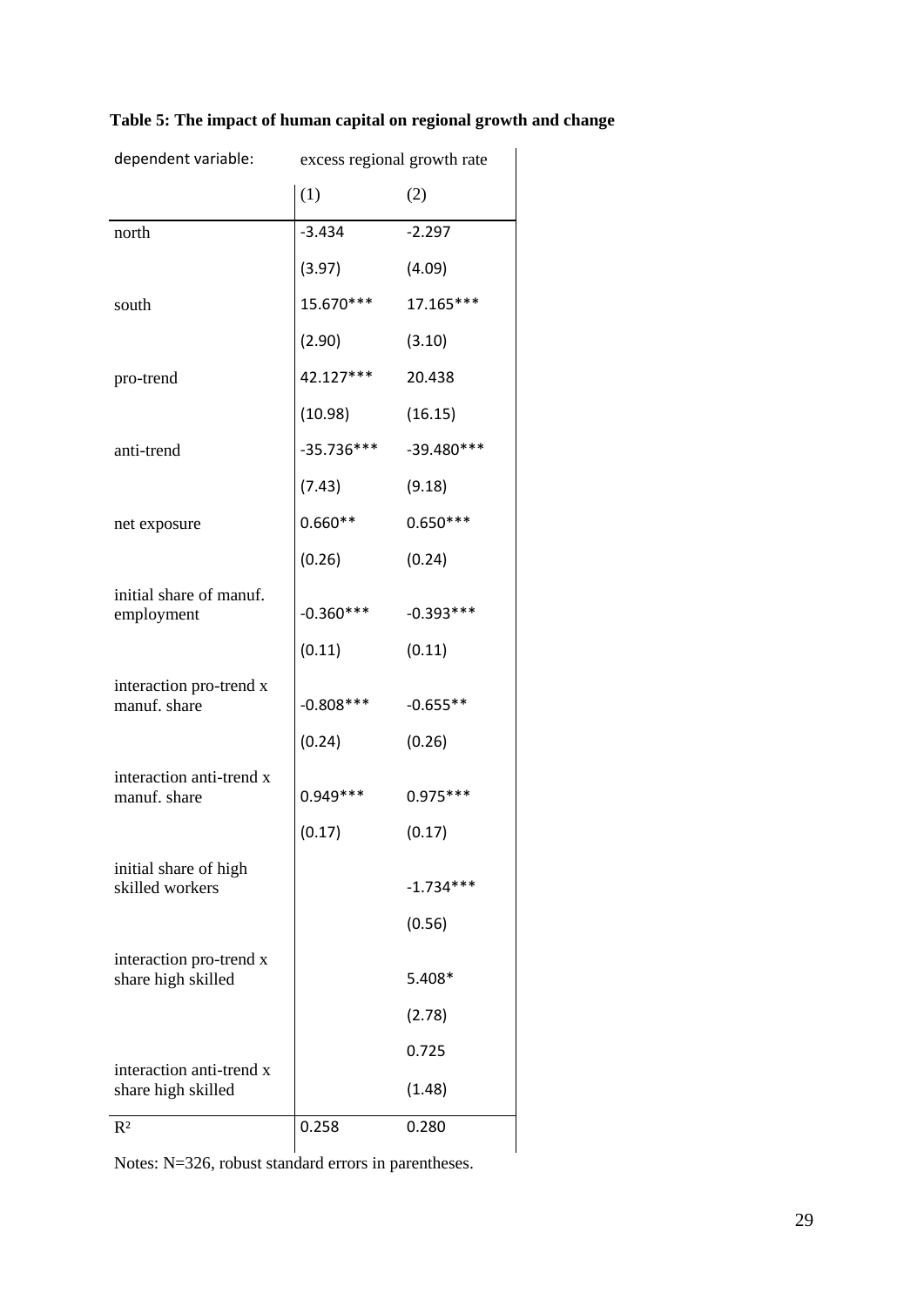**Table 5: The impact of human capital on regional growth and change**

| dependent variable: | excess regional growth rate | |
|---|---|---|
| | (1) | (2) |
| north | -3.434 | -2.297 |
| | (3.97) | (4.09) |
| south | 15.670*** | 17.165*** |
| | (2.90) | (3.10) |
| pro-trend | 42.127*** | 20.438 |
| | (10.98) | (16.15) |
| anti-trend | -35.736*** | -39.480*** |
| | (7.43) | (9.18) |
| net exposure | 0.660** | 0.650*** |
| | (0.26) | (0.24) |
| initial share of manuf. employment | -0.360*** | -0.393*** |
| | (0.11) | (0.11) |
| interaction pro-trend x manuf. share | -0.808*** | -0.655** |
| | (0.24) | (0.26) |
| interaction anti-trend x manuf. share | 0.949*** | 0.975*** |
| | (0.17) | (0.17) |
| initial share of high skilled workers | | -1.734*** |
| | | (0.56) |
| interaction pro-trend x share high skilled | | 5.408* |
| | | (2.78) |
| interaction anti-trend x share high skilled | | 0.725 |
| | | (1.48) |
| $R^2$ | 0.258 | 0.280 |

Notes: N=326, robust standard errors in parentheses.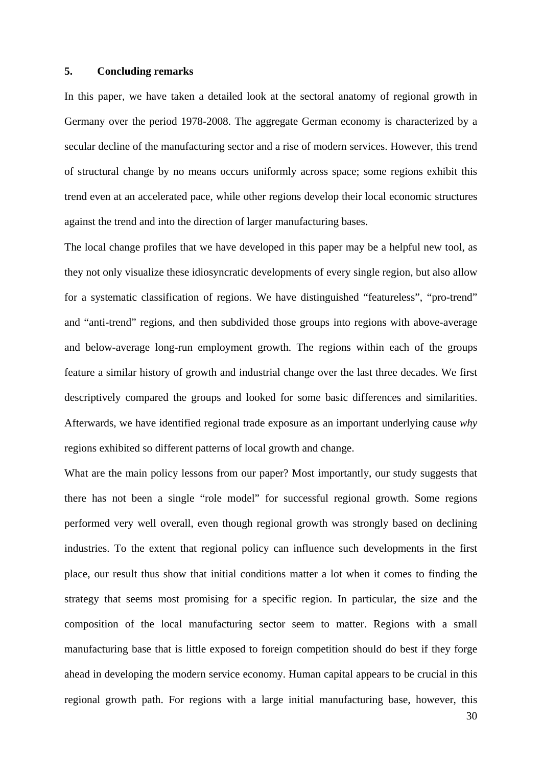## 5. Concluding remarks

In this paper, we have taken a detailed look at the sectoral anatomy of regional growth in Germany over the period 1978-2008. The aggregate German economy is characterized by a secular decline of the manufacturing sector and a rise of modern services. However, this trend of structural change by no means occurs uniformly across space; some regions exhibit this trend even at an accelerated pace, while other regions develop their local economic structures against the trend and into the direction of larger manufacturing bases.

The local change profiles that we have developed in this paper may be a helpful new tool, as they not only visualize these idiosyncratic developments of every single region, but also allow for a systematic classification of regions. We have distinguished "featureless", "pro-trend" and "anti-trend" regions, and then subdivided those groups into regions with above-average and below-average long-run employment growth. The regions within each of the groups feature a similar history of growth and industrial change over the last three decades. We first descriptively compared the groups and looked for some basic differences and similarities. Afterwards, we have identified regional trade exposure as an important underlying cause *why* regions exhibited so different patterns of local growth and change.

What are the main policy lessons from our paper? Most importantly, our study suggests that there has not been a single "role model" for successful regional growth. Some regions performed very well overall, even though regional growth was strongly based on declining industries. To the extent that regional policy can influence such developments in the first place, our result thus show that initial conditions matter a lot when it comes to finding the strategy that seems most promising for a specific region. In particular, the size and the composition of the local manufacturing sector seem to matter. Regions with a small manufacturing base that is little exposed to foreign competition should do best if they forge ahead in developing the modern service economy. Human capital appears to be crucial in this regional growth path. For regions with a large initial manufacturing base, however, this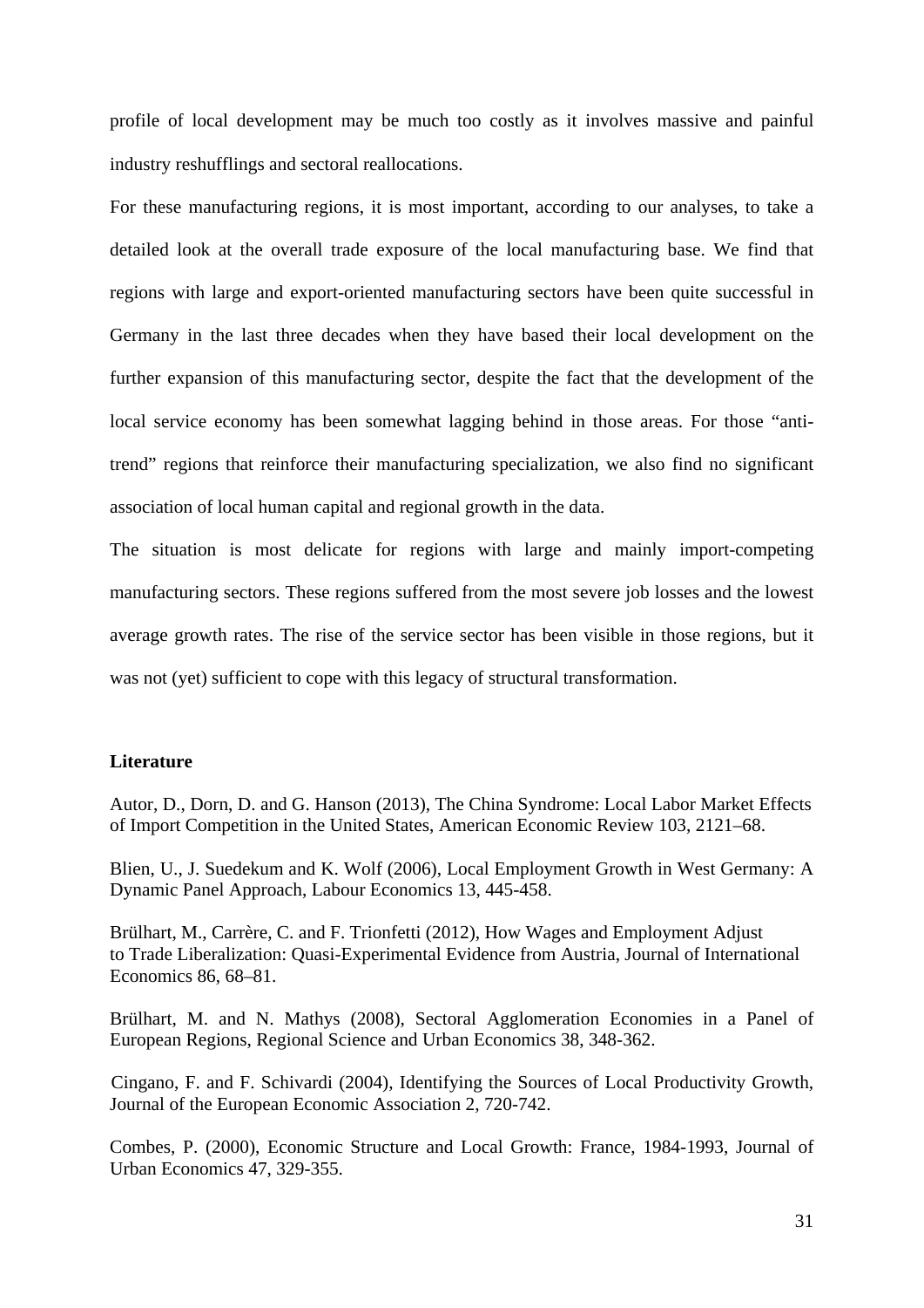profile of local development may be much too costly as it involves massive and painful industry reshufflings and sectoral reallocations.

For these manufacturing regions, it is most important, according to our analyses, to take a detailed look at the overall trade exposure of the local manufacturing base. We find that regions with large and export-oriented manufacturing sectors have been quite successful in Germany in the last three decades when they have based their local development on the further expansion of this manufacturing sector, despite the fact that the development of the local service economy has been somewhat lagging behind in those areas. For those "anti-trend" regions that reinforce their manufacturing specialization, we also find no significant association of local human capital and regional growth in the data.

The situation is most delicate for regions with large and mainly import-competing manufacturing sectors. These regions suffered from the most severe job losses and the lowest average growth rates. The rise of the service sector has been visible in those regions, but it was not (yet) sufficient to cope with this legacy of structural transformation.

## Literature

Autor, D., Dorn, D. and G. Hanson (2013), The China Syndrome: Local Labor Market Effects of Import Competition in the United States, American Economic Review 103, 2121–68.

Blien, U., J. Suedekum and K. Wolf (2006), Local Employment Growth in West Germany: A Dynamic Panel Approach, Labour Economics 13, 445-458.

Brülhart, M., Carrère, C. and F. Trionfetti (2012), How Wages and Employment Adjust to Trade Liberalization: Quasi-Experimental Evidence from Austria, Journal of International Economics 86, 68–81.

Brülhart, M. and N. Mathys (2008), Sectoral Agglomeration Economies in a Panel of European Regions, Regional Science and Urban Economics 38, 348-362.

Cingano, F. and F. Schivardi (2004), Identifying the Sources of Local Productivity Growth, Journal of the European Economic Association 2, 720-742.

Combes, P. (2000), Economic Structure and Local Growth: France, 1984-1993, Journal of Urban Economics 47, 329-355.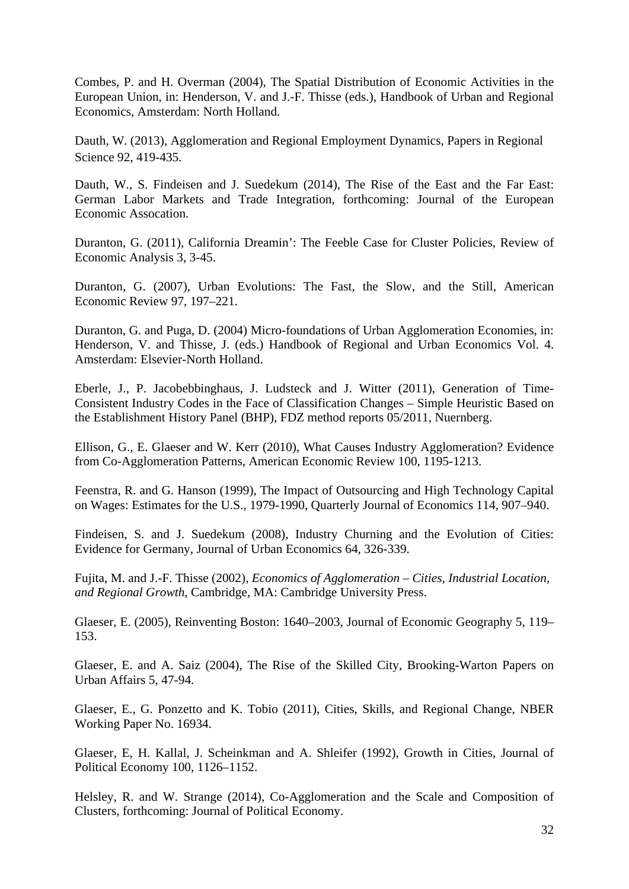Combes, P. and H. Overman (2004), The Spatial Distribution of Economic Activities in the European Union, in: Henderson, V. and J.-F. Thisse (eds.), Handbook of Urban and Regional Economics, Amsterdam: North Holland.

Dauth, W. (2013), Agglomeration and Regional Employment Dynamics, Papers in Regional Science 92, 419-435.

Dauth, W., S. Findeisen and J. Suedekum (2014), The Rise of the East and the Far East: German Labor Markets and Trade Integration, forthcoming: Journal of the European Economic Assocation.

Duranton, G. (2011), California Dreamin': The Feeble Case for Cluster Policies, Review of Economic Analysis 3, 3-45.

Duranton, G. (2007), Urban Evolutions: The Fast, the Slow, and the Still, American Economic Review 97, 197–221.

Duranton, G. and Puga, D. (2004) Micro-foundations of Urban Agglomeration Economies, in: Henderson, V. and Thisse, J. (eds.) Handbook of Regional and Urban Economics Vol. 4. Amsterdam: Elsevier-North Holland.

Eberle, J., P. Jacobebbinghaus, J. Ludsteck and J. Witter (2011), Generation of Time-Consistent Industry Codes in the Face of Classification Changes – Simple Heuristic Based on the Establishment History Panel (BHP), FDZ method reports 05/2011, Nuernberg.

Ellison, G., E. Glaeser and W. Kerr (2010), What Causes Industry Agglomeration? Evidence from Co-Agglomeration Patterns, American Economic Review 100, 1195-1213.

Feenstra, R. and G. Hanson (1999), The Impact of Outsourcing and High Technology Capital on Wages: Estimates for the U.S., 1979-1990, Quarterly Journal of Economics 114, 907–940.

Findeisen, S. and J. Suedekum (2008), Industry Churning and the Evolution of Cities: Evidence for Germany, Journal of Urban Economics 64, 326-339.

Fujita, M. and J.-F. Thisse (2002), *Economics of Agglomeration – Cities, Industrial Location, and Regional Growth*, Cambridge, MA: Cambridge University Press.

Glaeser, E. (2005), Reinventing Boston: 1640–2003, Journal of Economic Geography 5, 119–153.

Glaeser, E. and A. Saiz (2004), The Rise of the Skilled City, Brooking-Warton Papers on Urban Affairs 5, 47-94.

Glaeser, E., G. Ponzetto and K. Tobio (2011), Cities, Skills, and Regional Change, NBER Working Paper No. 16934.

Glaeser, E, H. Kallal, J. Scheinkman and A. Shleifer (1992), Growth in Cities, Journal of Political Economy 100, 1126–1152.

Helsley, R. and W. Strange (2014), Co-Agglomeration and the Scale and Composition of Clusters, forthcoming: Journal of Political Economy.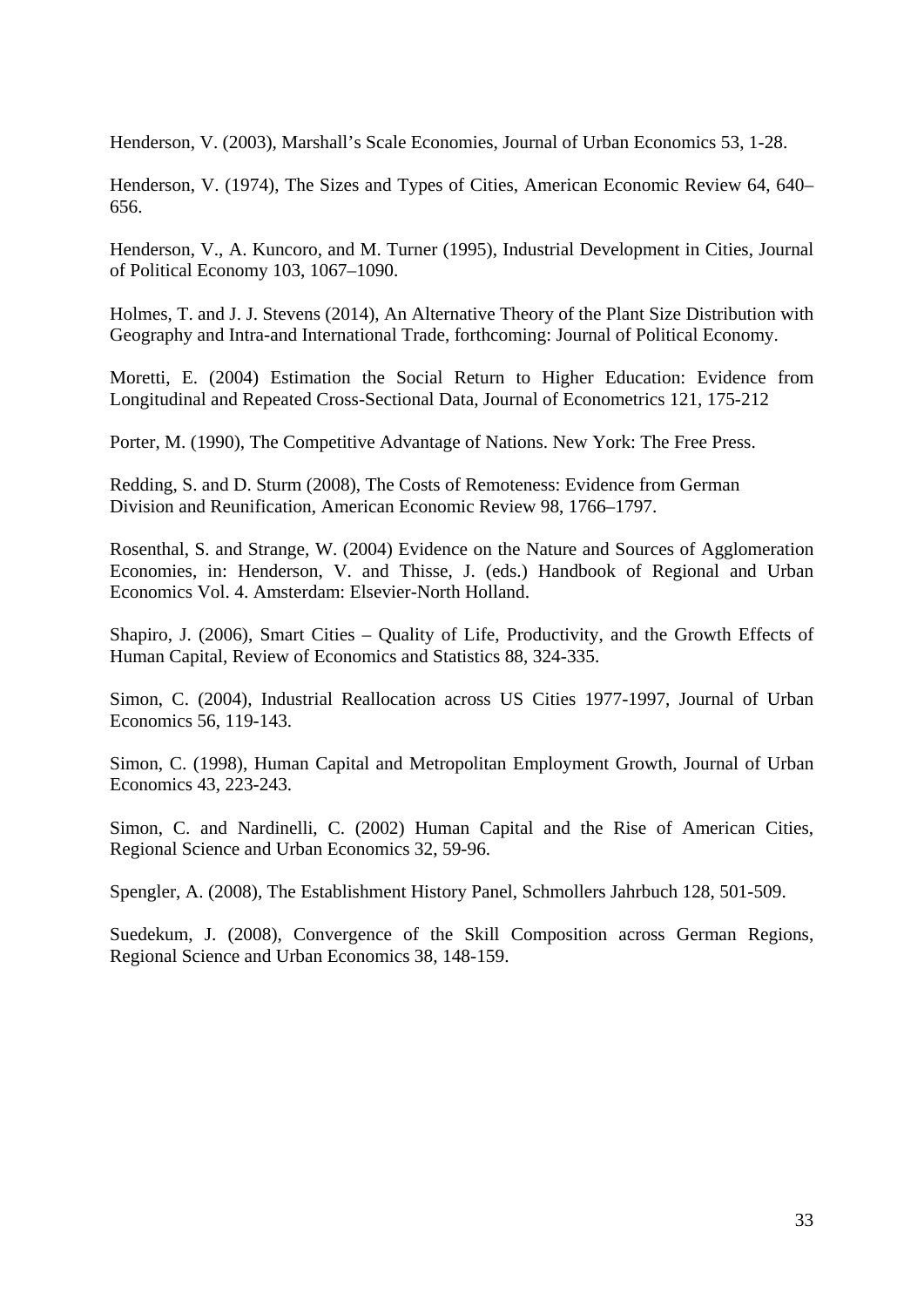Henderson, V. (2003), Marshall's Scale Economies, Journal of Urban Economics 53, 1-28.

Henderson, V. (1974), The Sizes and Types of Cities, American Economic Review 64, 640–656.

Henderson, V., A. Kuncoro, and M. Turner (1995), Industrial Development in Cities, Journal of Political Economy 103, 1067–1090.

Holmes, T. and J. J. Stevens (2014), An Alternative Theory of the Plant Size Distribution with Geography and Intra-and International Trade, forthcoming: Journal of Political Economy.

Moretti, E. (2004) Estimation the Social Return to Higher Education: Evidence from Longitudinal and Repeated Cross-Sectional Data, Journal of Econometrics 121, 175-212

Porter, M. (1990), The Competitive Advantage of Nations. New York: The Free Press.

Redding, S. and D. Sturm (2008), The Costs of Remoteness: Evidence from German Division and Reunification, American Economic Review 98, 1766–1797.

Rosenthal, S. and Strange, W. (2004) Evidence on the Nature and Sources of Agglomeration Economies, in: Henderson, V. and Thisse, J. (eds.) Handbook of Regional and Urban Economics Vol. 4. Amsterdam: Elsevier-North Holland.

Shapiro, J. (2006), Smart Cities – Quality of Life, Productivity, and the Growth Effects of Human Capital, Review of Economics and Statistics 88, 324-335.

Simon, C. (2004), Industrial Reallocation across US Cities 1977-1997, Journal of Urban Economics 56, 119-143.

Simon, C. (1998), Human Capital and Metropolitan Employment Growth, Journal of Urban Economics 43, 223-243.

Simon, C. and Nardinelli, C. (2002) Human Capital and the Rise of American Cities, Regional Science and Urban Economics 32, 59-96.

Spengler, A. (2008), The Establishment History Panel, Schmollers Jahrbuch 128, 501-509.

Suedekum, J. (2008), Convergence of the Skill Composition across German Regions, Regional Science and Urban Economics 38, 148-159.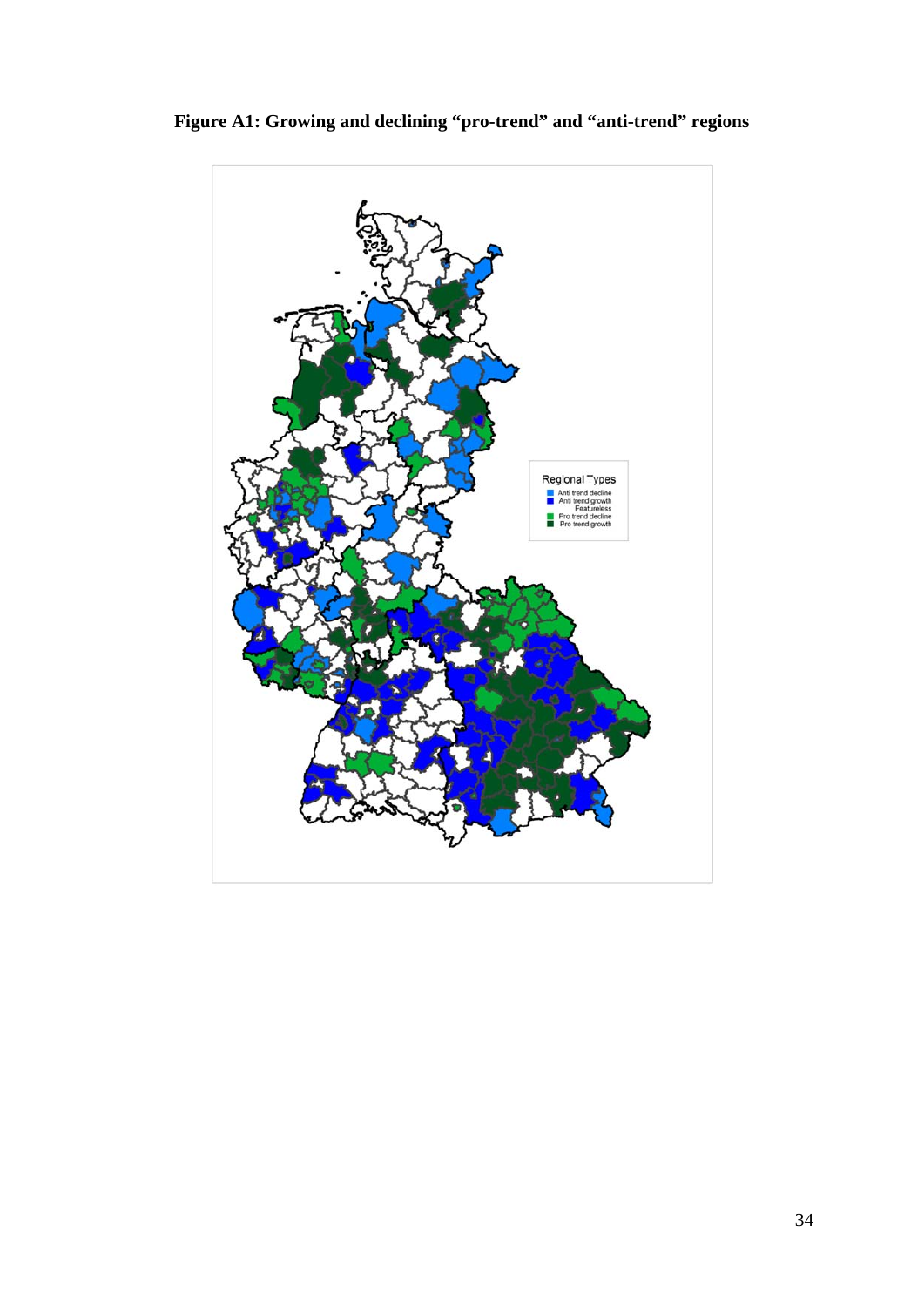**Figure A1: Growing and declining "pro-trend" and "anti-trend" regions**

Regional Types
Anti trend decline
Anti trend growth
Featureless
Pro trend decline
Pro trend growth